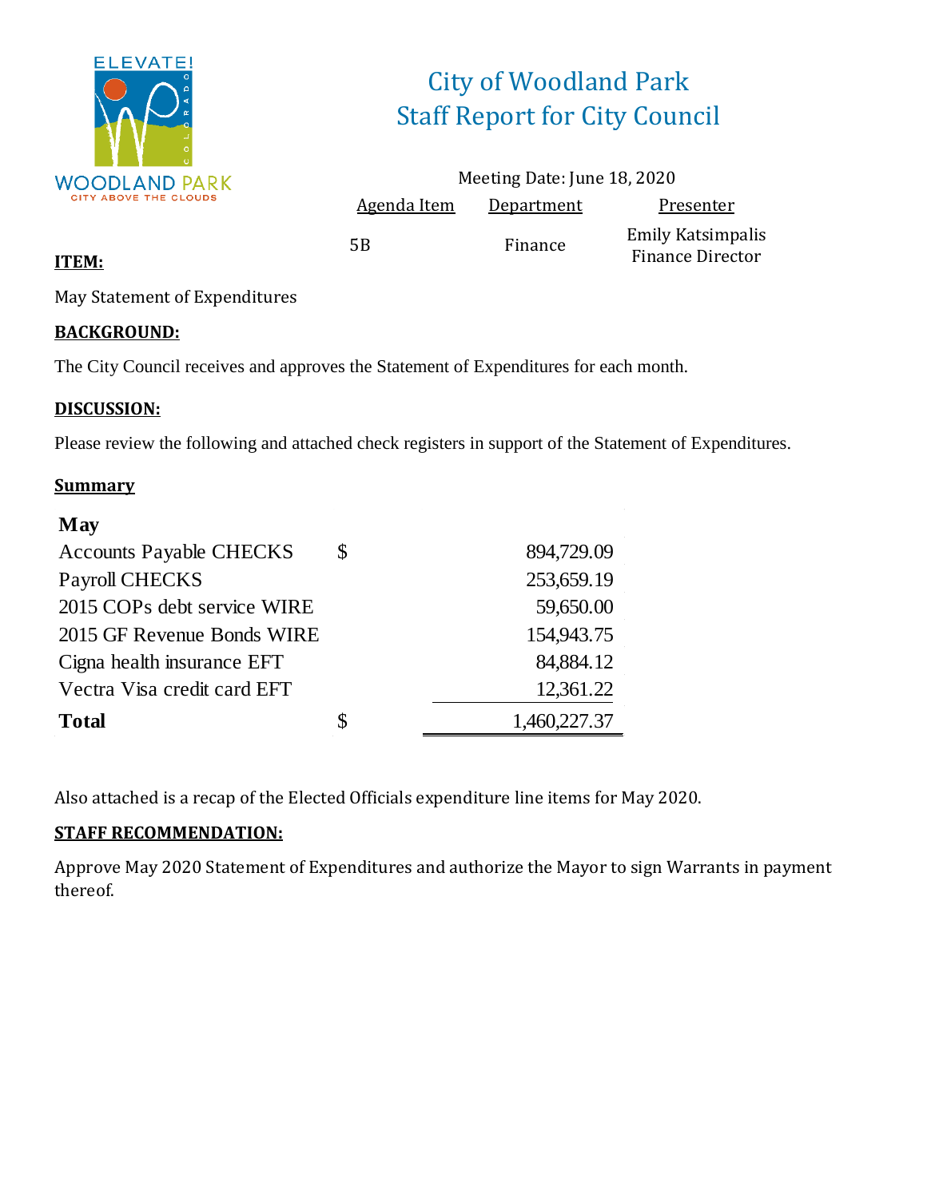# City of Woodland Park
## Staff Report for City Council

Meeting Date: June 18, 2020

| Agenda Item | Department | Presenter |
|---|---|---|
| 5B | Finance | Emily Katsimpalis<br>Finance Director |

**ITEM:**

May Statement of Expenditures

**BACKGROUND:**

The City Council receives and approves the Statement of Expenditures for each month.

**DISCUSSION:**

Please review the following and attached check registers in support of the Statement of Expenditures.

**Summary**

| **May** | | |
|---|---|---|
| Accounts Payable CHECKS | $ | 894,729.09 |
| Payroll CHECKS | | 253,659.19 |
| 2015 COPs debt service WIRE | | 59,650.00 |
| 2015 GF Revenue Bonds WIRE | | 154,943.75 |
| Cigna health insurance EFT | | 84,884.12 |
| Vectra Visa credit card EFT | | 12,361.22 |
| **Total** | $ | 1,460,227.37 |

Also attached is a recap of the Elected Officials expenditure line items for May 2020.

**STAFF RECOMMENDATION:**

Approve May 2020 Statement of Expenditures and authorize the Mayor to sign Warrants in payment thereof.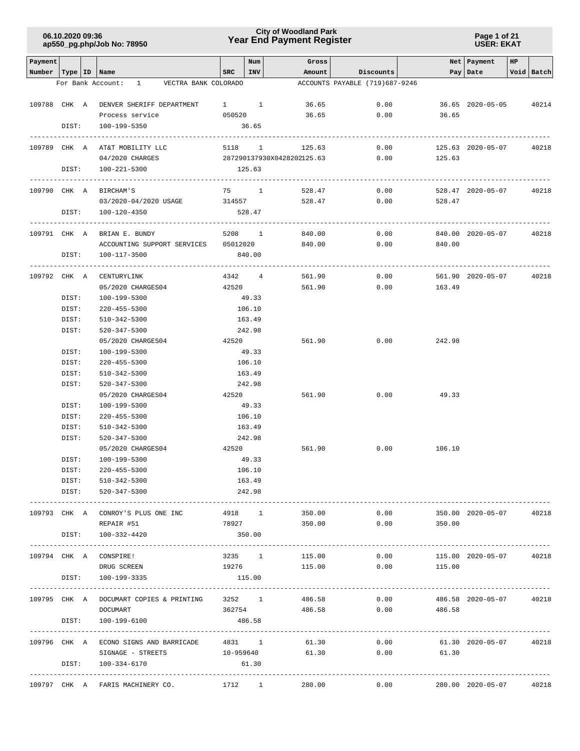# City of Woodland Park
## Year End Payment Register

06.10.2020 09:36
ap550_pg.php/Job No: 78950

USER: EKAT

| Payment Number | Type | ID | Name | SRC | Num INV | Gross Amount | Discounts | Net Pay | Payment Date | HP | Void | Batch |
|---|---|---|---|---|---|---|---|---|---|---|---|---|
| For Bank Account: | | | 1 VECTRA BANK COLORADO | | | | ACCOUNTS PAYABLE (719)687-9246 | | | | | |
| 109788 | CHK | A | DENVER SHERIFF DEPARTMENT | 1 | 1 | 36.65 | 0.00 | 36.65 | 2020-05-05 | | | 40214 |
| | | | Process service | 050520 | | 36.65 | 0.00 | 36.65 | | | | |
| | DIST: | | 100-199-5350 | | 36.65 | | | | | | | |
| 109789 | CHK | A | AT&T MOBILITY LLC | 5118 | 1 | 125.63 | 0.00 | 125.63 | 2020-05-07 | | | 40218 |
| | | | 04/2020 CHARGES | 287290137930X0428202 | | 125.63 | 0.00 | 125.63 | | | | |
| | DIST: | | 100-221-5300 | | 125.63 | | | | | | | |
| 109790 | CHK | A | BIRCHAM'S | 75 | 1 | 528.47 | 0.00 | 528.47 | 2020-05-07 | | | 40218 |
| | | | 03/2020-04/2020 USAGE | 314557 | | 528.47 | 0.00 | 528.47 | | | | |
| | DIST: | | 100-120-4350 | | 528.47 | | | | | | | |
| 109791 | CHK | A | BRIAN E. BUNDY | 5208 | 1 | 840.00 | 0.00 | 840.00 | 2020-05-07 | | | 40218 |
| | | | ACCOUNTING SUPPORT SERVICES | 05012020 | | 840.00 | 0.00 | 840.00 | | | | |
| | DIST: | | 100-117-3500 | | 840.00 | | | | | | | |
| 109792 | CHK | A | CENTURYLINK | 4342 | 4 | 561.90 | 0.00 | 561.90 | 2020-05-07 | | | 40218 |
| | | | 05/2020 CHARGES04 | 42520 | | 561.90 | 0.00 | 163.49 | | | | |
| | DIST: | | 100-199-5300 | | 49.33 | | | | | | | |
| | DIST: | | 220-455-5300 | | 106.10 | | | | | | | |
| | DIST: | | 510-342-5300 | | 163.49 | | | | | | | |
| | DIST: | | 520-347-5300 | | 242.98 | | | | | | | |
| | | | 05/2020 CHARGES04 | 42520 | | 561.90 | 0.00 | 242.98 | | | | |
| | DIST: | | 100-199-5300 | | 49.33 | | | | | | | |
| | DIST: | | 220-455-5300 | | 106.10 | | | | | | | |
| | DIST: | | 510-342-5300 | | 163.49 | | | | | | | |
| | DIST: | | 520-347-5300 | | 242.98 | | | | | | | |
| | | | 05/2020 CHARGES04 | 42520 | | 561.90 | 0.00 | 49.33 | | | | |
| | DIST: | | 100-199-5300 | | 49.33 | | | | | | | |
| | DIST: | | 220-455-5300 | | 106.10 | | | | | | | |
| | DIST: | | 510-342-5300 | | 163.49 | | | | | | | |
| | DIST: | | 520-347-5300 | | 242.98 | | | | | | | |
| | | | 05/2020 CHARGES04 | 42520 | | 561.90 | 0.00 | 106.10 | | | | |
| | DIST: | | 100-199-5300 | | 49.33 | | | | | | | |
| | DIST: | | 220-455-5300 | | 106.10 | | | | | | | |
| | DIST: | | 510-342-5300 | | 163.49 | | | | | | | |
| | DIST: | | 520-347-5300 | | 242.98 | | | | | | | |
| 109793 | CHK | A | CONROY'S PLUS ONE INC | 4918 | 1 | 350.00 | 0.00 | 350.00 | 2020-05-07 | | | 40218 |
| | | | REPAIR #51 | 78927 | | 350.00 | 0.00 | 350.00 | | | | |
| | DIST: | | 100-332-4420 | | 350.00 | | | | | | | |
| 109794 | CHK | A | CONSPIRE! | 3235 | 1 | 115.00 | 0.00 | 115.00 | 2020-05-07 | | | 40218 |
| | | | DRUG SCREEN | 19276 | | 115.00 | 0.00 | 115.00 | | | | |
| | DIST: | | 100-199-3335 | | 115.00 | | | | | | | |
| 109795 | CHK | A | DOCUMART COPIES & PRINTING | 3252 | 1 | 486.58 | 0.00 | 486.58 | 2020-05-07 | | | 40218 |
| | | | DOCUMART | 362754 | | 486.58 | 0.00 | 486.58 | | | | |
| | DIST: | | 100-199-6100 | | 486.58 | | | | | | | |
| 109796 | CHK | A | ECONO SIGNS AND BARRICADE | 4831 | 1 | 61.30 | 0.00 | 61.30 | 2020-05-07 | | | 40218 |
| | | | SIGNAGE - STREETS | 10-959640 | | 61.30 | 0.00 | 61.30 | | | | |
| | DIST: | | 100-334-6170 | | 61.30 | | | | | | | |
| 109797 | CHK | A | FARIS MACHINERY CO. | 1712 | 1 | 280.00 | 0.00 | 280.00 | 2020-05-07 | | | 40218 |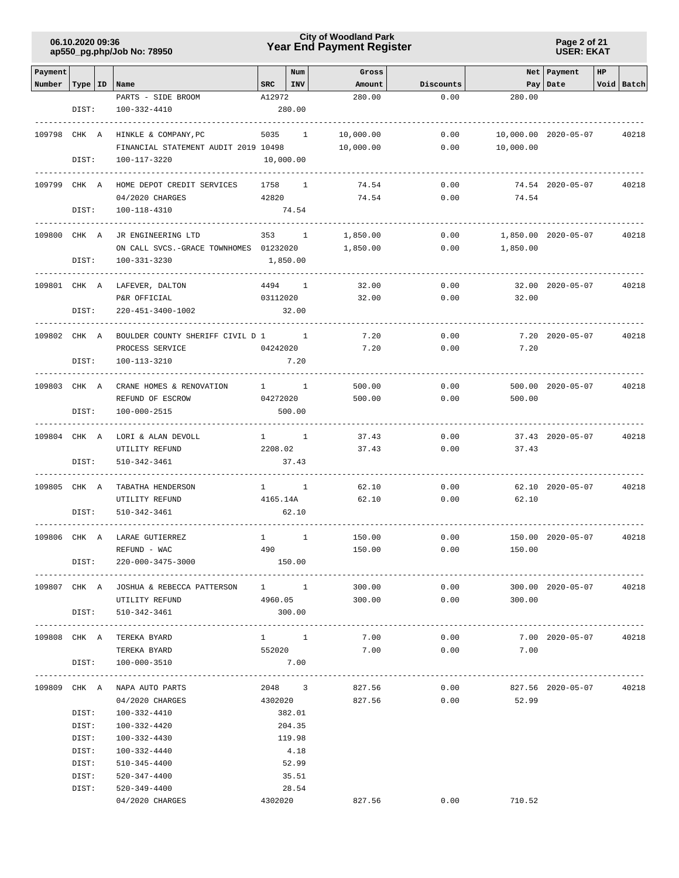| Payment Number | Type | ID | Name | SRC | Num INV | Gross Amount | Discounts | Net Pay | Payment Date | HP | Void | Batch |
|---|---|---|---|---|---|---|---|---|---|---|---|---|
| | | | PARTS - SIDE BROOM | A12972 | | 280.00 | 0.00 | 280.00 | | | | |
| | DIST: | | 100-332-4410 | 280.00 | | | | | | | | |
| 109798 | CHK | A | HINKLE & COMPANY,PC | 5035 | 1 | 10,000.00 | 0.00 | 10,000.00 | 2020-05-07 | | | 40218 |
| | | | FINANCIAL STATEMENT AUDIT 2019 | 10498 | | 10,000.00 | 0.00 | 10,000.00 | | | | |
| | DIST: | | 100-117-3220 | 10,000.00 | | | | | | | | |
| 109799 | CHK | A | HOME DEPOT CREDIT SERVICES | 1758 | 1 | 74.54 | 0.00 | 74.54 | 2020-05-07 | | | 40218 |
| | | | 04/2020 CHARGES | 42820 | | 74.54 | 0.00 | 74.54 | | | | |
| | DIST: | | 100-118-4310 | 74.54 | | | | | | | | |
| 109800 | CHK | A | JR ENGINEERING LTD | 353 | 1 | 1,850.00 | 0.00 | 1,850.00 | 2020-05-07 | | | 40218 |
| | | | ON CALL SVCS.-GRACE TOWNHOMES | 01232020 | | 1,850.00 | 0.00 | 1,850.00 | | | | |
| | DIST: | | 100-331-3230 | 1,850.00 | | | | | | | | |
| 109801 | CHK | A | LAFEVER, DALTON | 4494 | 1 | 32.00 | 0.00 | 32.00 | 2020-05-07 | | | 40218 |
| | | | P&R OFFICIAL | 03112020 | | 32.00 | 0.00 | 32.00 | | | | |
| | DIST: | | 220-451-3400-1002 | 32.00 | | | | | | | | |
| 109802 | CHK | A | BOULDER COUNTY SHERIFF CIVIL D | 1 | 1 | 7.20 | 0.00 | 7.20 | 2020-05-07 | | | 40218 |
| | | | PROCESS SERVICE | 04242020 | | 7.20 | 0.00 | 7.20 | | | | |
| | DIST: | | 100-113-3210 | 7.20 | | | | | | | | |
| 109803 | CHK | A | CRANE HOMES & RENOVATION | 1 | 1 | 500.00 | 0.00 | 500.00 | 2020-05-07 | | | 40218 |
| | | | REFUND OF ESCROW | 04272020 | | 500.00 | 0.00 | 500.00 | | | | |
| | DIST: | | 100-000-2515 | 500.00 | | | | | | | | |
| 109804 | CHK | A | LORI & ALAN DEVOLL | 1 | 1 | 37.43 | 0.00 | 37.43 | 2020-05-07 | | | 40218 |
| | | | UTILITY REFUND | 2208.02 | | 37.43 | 0.00 | 37.43 | | | | |
| | DIST: | | 510-342-3461 | 37.43 | | | | | | | | |
| 109805 | CHK | A | TABATHA HENDERSON | 1 | 1 | 62.10 | 0.00 | 62.10 | 2020-05-07 | | | 40218 |
| | | | UTILITY REFUND | 4165.14A | | 62.10 | 0.00 | 62.10 | | | | |
| | DIST: | | 510-342-3461 | 62.10 | | | | | | | | |
| 109806 | CHK | A | LARAE GUTIERREZ | 1 | 1 | 150.00 | 0.00 | 150.00 | 2020-05-07 | | | 40218 |
| | | | REFUND - WAC | 490 | | 150.00 | 0.00 | 150.00 | | | | |
| | DIST: | | 220-000-3475-3000 | 150.00 | | | | | | | | |
| 109807 | CHK | A | JOSHUA & REBECCA PATTERSON | 1 | 1 | 300.00 | 0.00 | 300.00 | 2020-05-07 | | | 40218 |
| | | | UTILITY REFUND | 4960.05 | | 300.00 | 0.00 | 300.00 | | | | |
| | DIST: | | 510-342-3461 | 300.00 | | | | | | | | |
| 109808 | CHK | A | TEREKA BYARD | 1 | 1 | 7.00 | 0.00 | 7.00 | 2020-05-07 | | | 40218 |
| | | | TEREKA BYARD | 552020 | | 7.00 | 0.00 | 7.00 | | | | |
| | DIST: | | 100-000-3510 | 7.00 | | | | | | | | |
| 109809 | CHK | A | NAPA AUTO PARTS | 2048 | 3 | 827.56 | 0.00 | 827.56 | 2020-05-07 | | | 40218 |
| | | | 04/2020 CHARGES | 4302020 | | 827.56 | 0.00 | 52.99 | | | | |
| | DIST: | | 100-332-4410 | 382.01 | | | | | | | | |
| | DIST: | | 100-332-4420 | 204.35 | | | | | | | | |
| | DIST: | | 100-332-4430 | 119.98 | | | | | | | | |
| | DIST: | | 100-332-4440 | 4.18 | | | | | | | | |
| | DIST: | | 510-345-4400 | 52.99 | | | | | | | | |
| | DIST: | | 520-347-4400 | 35.51 | | | | | | | | |
| | DIST: | | 520-349-4400 | 28.54 | | | | | | | | |
| | | | 04/2020 CHARGES | 4302020 | | 827.56 | 0.00 | 710.52 | | | | |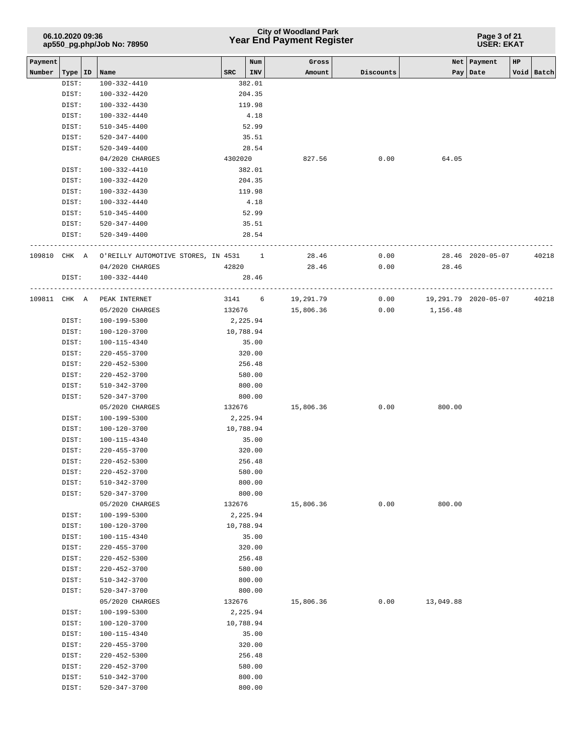| Payment Number | Type | ID | Name | SRC | Num INV | Gross Amount | Discounts | Net Pay | Payment Date | HP Void | Batch |
|---|---|---|---|---|---|---|---|---|---|---|---|
| | DIST: | | 100-332-4410 | | 382.01 | | | | | | |
| | DIST: | | 100-332-4420 | | 204.35 | | | | | | |
| | DIST: | | 100-332-4430 | | 119.98 | | | | | | |
| | DIST: | | 100-332-4440 | | 4.18 | | | | | | |
| | DIST: | | 510-345-4400 | | 52.99 | | | | | | |
| | DIST: | | 520-347-4400 | | 35.51 | | | | | | |
| | DIST: | | 520-349-4400 | | 28.54 | | | | | | |
| | | | 04/2020 CHARGES | 4302020 | | 827.56 | 0.00 | 64.05 | | | |
| | DIST: | | 100-332-4410 | | 382.01 | | | | | | |
| | DIST: | | 100-332-4420 | | 204.35 | | | | | | |
| | DIST: | | 100-332-4430 | | 119.98 | | | | | | |
| | DIST: | | 100-332-4440 | | 4.18 | | | | | | |
| | DIST: | | 510-345-4400 | | 52.99 | | | | | | |
| | DIST: | | 520-347-4400 | | 35.51 | | | | | | |
| | DIST: | | 520-349-4400 | | 28.54 | | | | | | |
| 109810 | CHK | A | O'REILLY AUTOMOTIVE STORES, IN | 4531 | 1 | 28.46 | 0.00 | 28.46 | 2020-05-07 | | 40218 |
| | | | 04/2020 CHARGES | 42820 | | 28.46 | 0.00 | 28.46 | | | |
| | DIST: | | 100-332-4440 | | 28.46 | | | | | | |
| 109811 | CHK | A | PEAK INTERNET | 3141 | 6 | 19,291.79 | 0.00 | 19,291.79 | 2020-05-07 | | 40218 |
| | | | 05/2020 CHARGES | 132676 | | 15,806.36 | 0.00 | 1,156.48 | | | |
| | DIST: | | 100-199-5300 | | 2,225.94 | | | | | | |
| | DIST: | | 100-120-3700 | | 10,788.94 | | | | | | |
| | DIST: | | 100-115-4340 | | 35.00 | | | | | | |
| | DIST: | | 220-455-3700 | | 320.00 | | | | | | |
| | DIST: | | 220-452-5300 | | 256.48 | | | | | | |
| | DIST: | | 220-452-3700 | | 580.00 | | | | | | |
| | DIST: | | 510-342-3700 | | 800.00 | | | | | | |
| | DIST: | | 520-347-3700 | | 800.00 | | | | | | |
| | | | 05/2020 CHARGES | 132676 | | 15,806.36 | 0.00 | 800.00 | | | |
| | DIST: | | 100-199-5300 | | 2,225.94 | | | | | | |
| | DIST: | | 100-120-3700 | | 10,788.94 | | | | | | |
| | DIST: | | 100-115-4340 | | 35.00 | | | | | | |
| | DIST: | | 220-455-3700 | | 320.00 | | | | | | |
| | DIST: | | 220-452-5300 | | 256.48 | | | | | | |
| | DIST: | | 220-452-3700 | | 580.00 | | | | | | |
| | DIST: | | 510-342-3700 | | 800.00 | | | | | | |
| | DIST: | | 520-347-3700 | | 800.00 | | | | | | |
| | | | 05/2020 CHARGES | 132676 | | 15,806.36 | 0.00 | 800.00 | | | |
| | DIST: | | 100-199-5300 | | 2,225.94 | | | | | | |
| | DIST: | | 100-120-3700 | | 10,788.94 | | | | | | |
| | DIST: | | 100-115-4340 | | 35.00 | | | | | | |
| | DIST: | | 220-455-3700 | | 320.00 | | | | | | |
| | DIST: | | 220-452-5300 | | 256.48 | | | | | | |
| | DIST: | | 220-452-3700 | | 580.00 | | | | | | |
| | DIST: | | 510-342-3700 | | 800.00 | | | | | | |
| | DIST: | | 520-347-3700 | | 800.00 | | | | | | |
| | | | 05/2020 CHARGES | 132676 | | 15,806.36 | 0.00 | 13,049.88 | | | |
| | DIST: | | 100-199-5300 | | 2,225.94 | | | | | | |
| | DIST: | | 100-120-3700 | | 10,788.94 | | | | | | |
| | DIST: | | 100-115-4340 | | 35.00 | | | | | | |
| | DIST: | | 220-455-3700 | | 320.00 | | | | | | |
| | DIST: | | 220-452-5300 | | 256.48 | | | | | | |
| | DIST: | | 220-452-3700 | | 580.00 | | | | | | |
| | DIST: | | 510-342-3700 | | 800.00 | | | | | | |
| | DIST: | | 520-347-3700 | | 800.00 | | | | | | |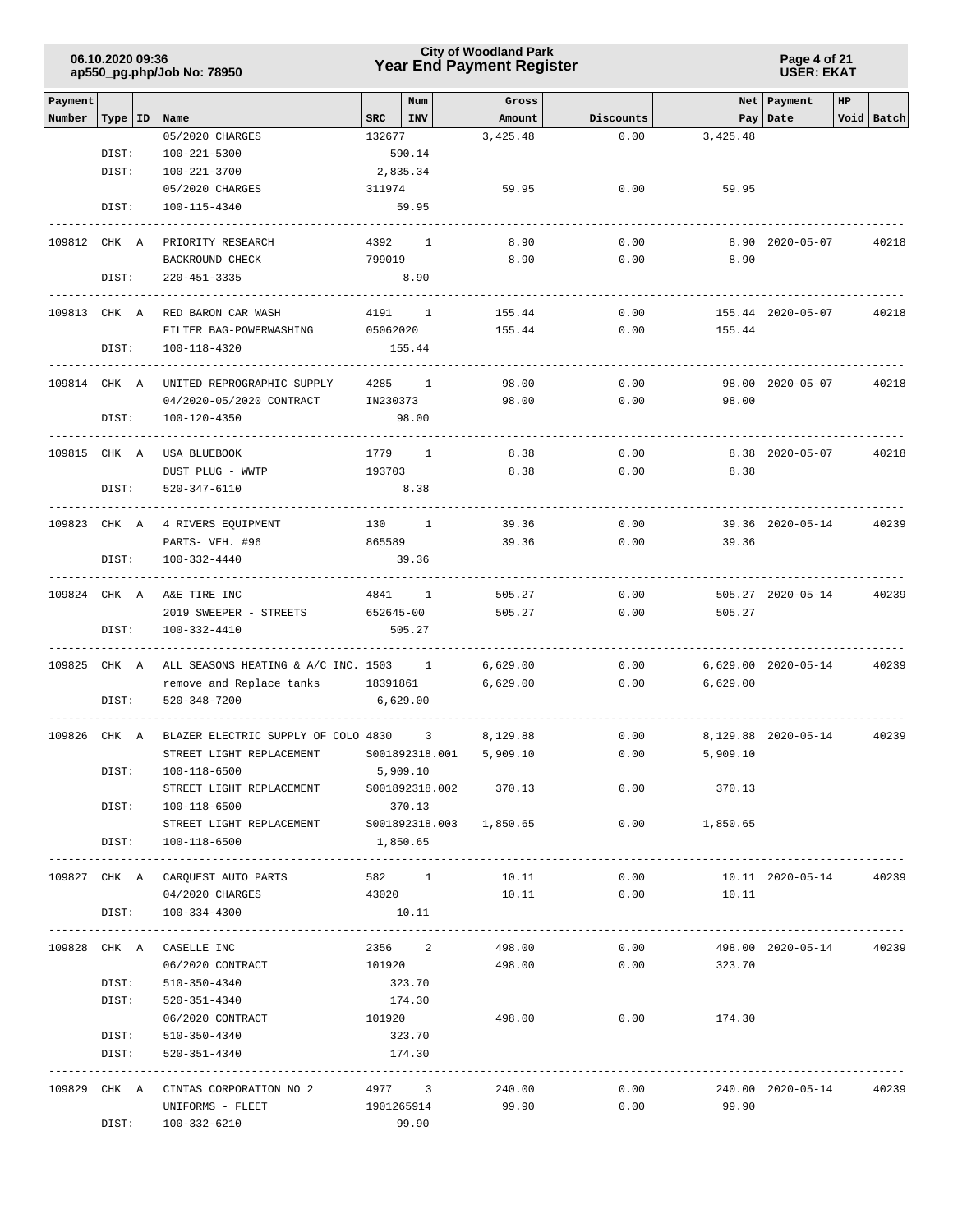| Payment Number | Type | ID | Name | SRC | Num INV | Gross Amount | Discounts | Net Pay | Payment Date | HP | Void | Batch |
|---|---|---|---|---|---|---|---|---|---|---|---|---|
| | | | 05/2020 CHARGES | 132677 | | 3,425.48 | 0.00 | 3,425.48 | | | | |
| | DIST: | | 100-221-5300 | | 590.14 | | | | | | | |
| | DIST: | | 100-221-3700 | | 2,835.34 | | | | | | | |
| | | | 05/2020 CHARGES | 311974 | | 59.95 | 0.00 | 59.95 | | | | |
| | DIST: | | 100-115-4340 | | 59.95 | | | | | | | |
| 109812 | CHK | A | PRIORITY RESEARCH | 4392 | 1 | 8.90 | 0.00 | 8.90 | 2020-05-07 | | | 40218 |
| | | | BACKROUND CHECK | 799019 | | 8.90 | 0.00 | 8.90 | | | | |
| | DIST: | | 220-451-3335 | | 8.90 | | | | | | | |
| 109813 | CHK | A | RED BARON CAR WASH | 4191 | 1 | 155.44 | 0.00 | 155.44 | 2020-05-07 | | | 40218 |
| | | | FILTER BAG-POWERWASHING | 05062020 | | 155.44 | 0.00 | 155.44 | | | | |
| | DIST: | | 100-118-4320 | | 155.44 | | | | | | | |
| 109814 | CHK | A | UNITED REPROGRAPHIC SUPPLY | 4285 | 1 | 98.00 | 0.00 | 98.00 | 2020-05-07 | | | 40218 |
| | | | 04/2020-05/2020 CONTRACT | IN230373 | | 98.00 | 0.00 | 98.00 | | | | |
| | DIST: | | 100-120-4350 | | 98.00 | | | | | | | |
| 109815 | CHK | A | USA BLUEBOOK | 1779 | 1 | 8.38 | 0.00 | 8.38 | 2020-05-07 | | | 40218 |
| | | | DUST PLUG - WWTP | 193703 | | 8.38 | 0.00 | 8.38 | | | | |
| | DIST: | | 520-347-6110 | | 8.38 | | | | | | | |
| 109823 | CHK | A | 4 RIVERS EQUIPMENT | 130 | 1 | 39.36 | 0.00 | 39.36 | 2020-05-14 | | | 40239 |
| | | | PARTS- VEH. #96 | 865589 | | 39.36 | 0.00 | 39.36 | | | | |
| | DIST: | | 100-332-4440 | | 39.36 | | | | | | | |
| 109824 | CHK | A | A&E TIRE INC | 4841 | 1 | 505.27 | 0.00 | 505.27 | 2020-05-14 | | | 40239 |
| | | | 2019 SWEEPER - STREETS | 652645-00 | | 505.27 | 0.00 | 505.27 | | | | |
| | DIST: | | 100-332-4410 | | 505.27 | | | | | | | |
| 109825 | CHK | A | ALL SEASONS HEATING & A/C INC. | 1503 | 1 | 6,629.00 | 0.00 | 6,629.00 | 2020-05-14 | | | 40239 |
| | | | remove and Replace tanks | 18391861 | | 6,629.00 | 0.00 | 6,629.00 | | | | |
| | DIST: | | 520-348-7200 | | 6,629.00 | | | | | | | |
| 109826 | CHK | A | BLAZER ELECTRIC SUPPLY OF COLO | 4830 | 3 | 8,129.88 | 0.00 | 8,129.88 | 2020-05-14 | | | 40239 |
| | | | STREET LIGHT REPLACEMENT | S001892318.001 | | 5,909.10 | 0.00 | 5,909.10 | | | | |
| | DIST: | | 100-118-6500 | | 5,909.10 | | | | | | | |
| | | | STREET LIGHT REPLACEMENT | S001892318.002 | | 370.13 | 0.00 | 370.13 | | | | |
| | DIST: | | 100-118-6500 | | 370.13 | | | | | | | |
| | | | STREET LIGHT REPLACEMENT | S001892318.003 | | 1,850.65 | 0.00 | 1,850.65 | | | | |
| | DIST: | | 100-118-6500 | | 1,850.65 | | | | | | | |
| 109827 | CHK | A | CARQUEST AUTO PARTS | 582 | 1 | 10.11 | 0.00 | 10.11 | 2020-05-14 | | | 40239 |
| | | | 04/2020 CHARGES | 43020 | | 10.11 | 0.00 | 10.11 | | | | |
| | DIST: | | 100-334-4300 | | 10.11 | | | | | | | |
| 109828 | CHK | A | CASELLE INC | 2356 | 2 | 498.00 | 0.00 | 498.00 | 2020-05-14 | | | 40239 |
| | | | 06/2020 CONTRACT | 101920 | | 498.00 | 0.00 | 323.70 | | | | |
| | DIST: | | 510-350-4340 | | 323.70 | | | | | | | |
| | DIST: | | 520-351-4340 | | 174.30 | | | | | | | |
| | | | 06/2020 CONTRACT | 101920 | | 498.00 | 0.00 | 174.30 | | | | |
| | DIST: | | 510-350-4340 | | 323.70 | | | | | | | |
| | DIST: | | 520-351-4340 | | 174.30 | | | | | | | |
| 109829 | CHK | A | CINTAS CORPORATION NO 2 | 4977 | 3 | 240.00 | 0.00 | 240.00 | 2020-05-14 | | | 40239 |
| | | | UNIFORMS - FLEET | 1901265914 | | 99.90 | 0.00 | 99.90 | | | | |
| | DIST: | | 100-332-6210 | | 99.90 | | | | | | | |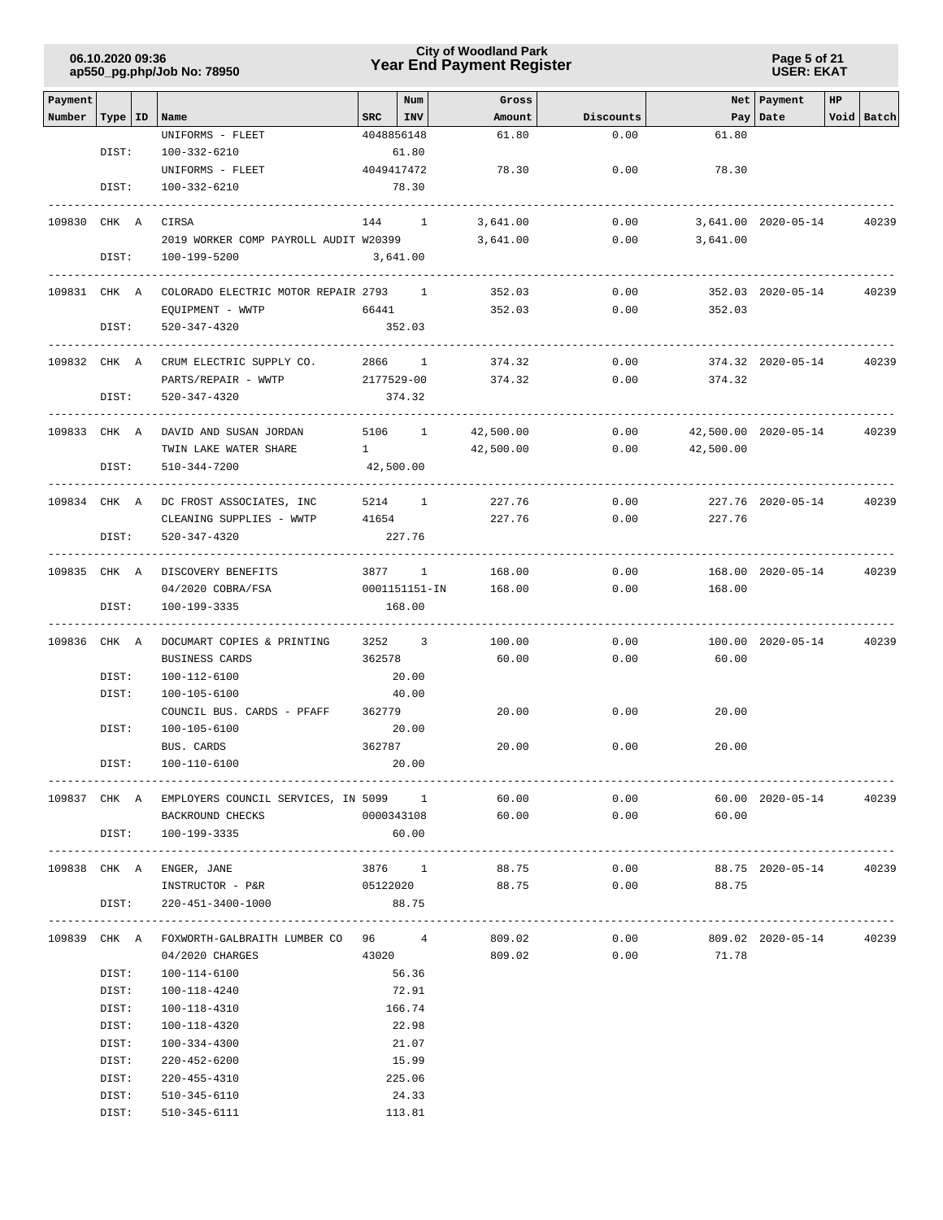| Payment Number | Type | ID | Name | SRC | Num INV | Gross Amount | Discounts | Net Pay | Payment Date | HP | Void | Batch |
|---|---|---|---|---|---|---|---|---|---|---|---|---|
| | | | UNIFORMS - FLEET | 4048856148 | | 61.80 | 0.00 | 61.80 | | | | |
| | DIST: | | 100-332-6210 | | 61.80 | | | | | | | |
| | | | UNIFORMS - FLEET | 4049417472 | | 78.30 | 0.00 | 78.30 | | | | |
| | DIST: | | 100-332-6210 | | 78.30 | | | | | | | |
| 109830 | CHK | A | CIRSA | 144 | 1 | 3,641.00 | 0.00 | 3,641.00 | 2020-05-14 | | | 40239 |
| | | | 2019 WORKER COMP PAYROLL AUDIT | W20399 | | 3,641.00 | 0.00 | 3,641.00 | | | | |
| | DIST: | | 100-199-5200 | | 3,641.00 | | | | | | | |
| 109831 | CHK | A | COLORADO ELECTRIC MOTOR REPAIR | 2793 | 1 | 352.03 | 0.00 | 352.03 | 2020-05-14 | | | 40239 |
| | | | EQUIPMENT - WWTP | 66441 | | 352.03 | 0.00 | 352.03 | | | | |
| | DIST: | | 520-347-4320 | | 352.03 | | | | | | | |
| 109832 | CHK | A | CRUM ELECTRIC SUPPLY CO. | 2866 | 1 | 374.32 | 0.00 | 374.32 | 2020-05-14 | | | 40239 |
| | | | PARTS/REPAIR - WWTP | 2177529-00 | | 374.32 | 0.00 | 374.32 | | | | |
| | DIST: | | 520-347-4320 | | 374.32 | | | | | | | |
| 109833 | CHK | A | DAVID AND SUSAN JORDAN | 5106 | 1 | 42,500.00 | 0.00 | 42,500.00 | 2020-05-14 | | | 40239 |
| | | | TWIN LAKE WATER SHARE | 1 | | 42,500.00 | 0.00 | 42,500.00 | | | | |
| | DIST: | | 510-344-7200 | | 42,500.00 | | | | | | | |
| 109834 | CHK | A | DC FROST ASSOCIATES, INC | 5214 | 1 | 227.76 | 0.00 | 227.76 | 2020-05-14 | | | 40239 |
| | | | CLEANING SUPPLIES - WWTP | 41654 | | 227.76 | 0.00 | 227.76 | | | | |
| | DIST: | | 520-347-4320 | | 227.76 | | | | | | | |
| 109835 | CHK | A | DISCOVERY BENEFITS | 3877 | 1 | 168.00 | 0.00 | 168.00 | 2020-05-14 | | | 40239 |
| | | | 04/2020 COBRA/FSA | 0001151151-IN | | 168.00 | 0.00 | 168.00 | | | | |
| | DIST: | | 100-199-3335 | | 168.00 | | | | | | | |
| 109836 | CHK | A | DOCUMART COPIES & PRINTING | 3252 | 3 | 100.00 | 0.00 | 100.00 | 2020-05-14 | | | 40239 |
| | | | BUSINESS CARDS | 362578 | | 60.00 | 0.00 | 60.00 | | | | |
| | DIST: | | 100-112-6100 | | 20.00 | | | | | | | |
| | DIST: | | 100-105-6100 | | 40.00 | | | | | | | |
| | | | COUNCIL BUS. CARDS - PFAFF | 362779 | | 20.00 | 0.00 | 20.00 | | | | |
| | DIST: | | 100-105-6100 | | 20.00 | | | | | | | |
| | | | BUS. CARDS | 362787 | | 20.00 | 0.00 | 20.00 | | | | |
| | DIST: | | 100-110-6100 | | 20.00 | | | | | | | |
| 109837 | CHK | A | EMPLOYERS COUNCIL SERVICES, IN | 5099 | 1 | 60.00 | 0.00 | 60.00 | 2020-05-14 | | | 40239 |
| | | | BACKROUND CHECKS | 0000343108 | | 60.00 | 0.00 | 60.00 | | | | |
| | DIST: | | 100-199-3335 | | 60.00 | | | | | | | |
| 109838 | CHK | A | ENGER, JANE | 3876 | 1 | 88.75 | 0.00 | 88.75 | 2020-05-14 | | | 40239 |
| | | | INSTRUCTOR - P&R | 05122020 | | 88.75 | 0.00 | 88.75 | | | | |
| | DIST: | | 220-451-3400-1000 | | 88.75 | | | | | | | |
| 109839 | CHK | A | FOXWORTH-GALBRAITH LUMBER CO | 96 | 4 | 809.02 | 0.00 | 809.02 | 2020-05-14 | | | 40239 |
| | | | 04/2020 CHARGES | 43020 | | 809.02 | 0.00 | 71.78 | | | | |
| | DIST: | | 100-114-6100 | | 56.36 | | | | | | | |
| | DIST: | | 100-118-4240 | | 72.91 | | | | | | | |
| | DIST: | | 100-118-4310 | | 166.74 | | | | | | | |
| | DIST: | | 100-118-4320 | | 22.98 | | | | | | | |
| | DIST: | | 100-334-4300 | | 21.07 | | | | | | | |
| | DIST: | | 220-452-6200 | | 15.99 | | | | | | | |
| | DIST: | | 220-455-4310 | | 225.06 | | | | | | | |
| | DIST: | | 510-345-6110 | | 24.33 | | | | | | | |
| | DIST: | | 510-345-6111 | | 113.81 | | | | | | | |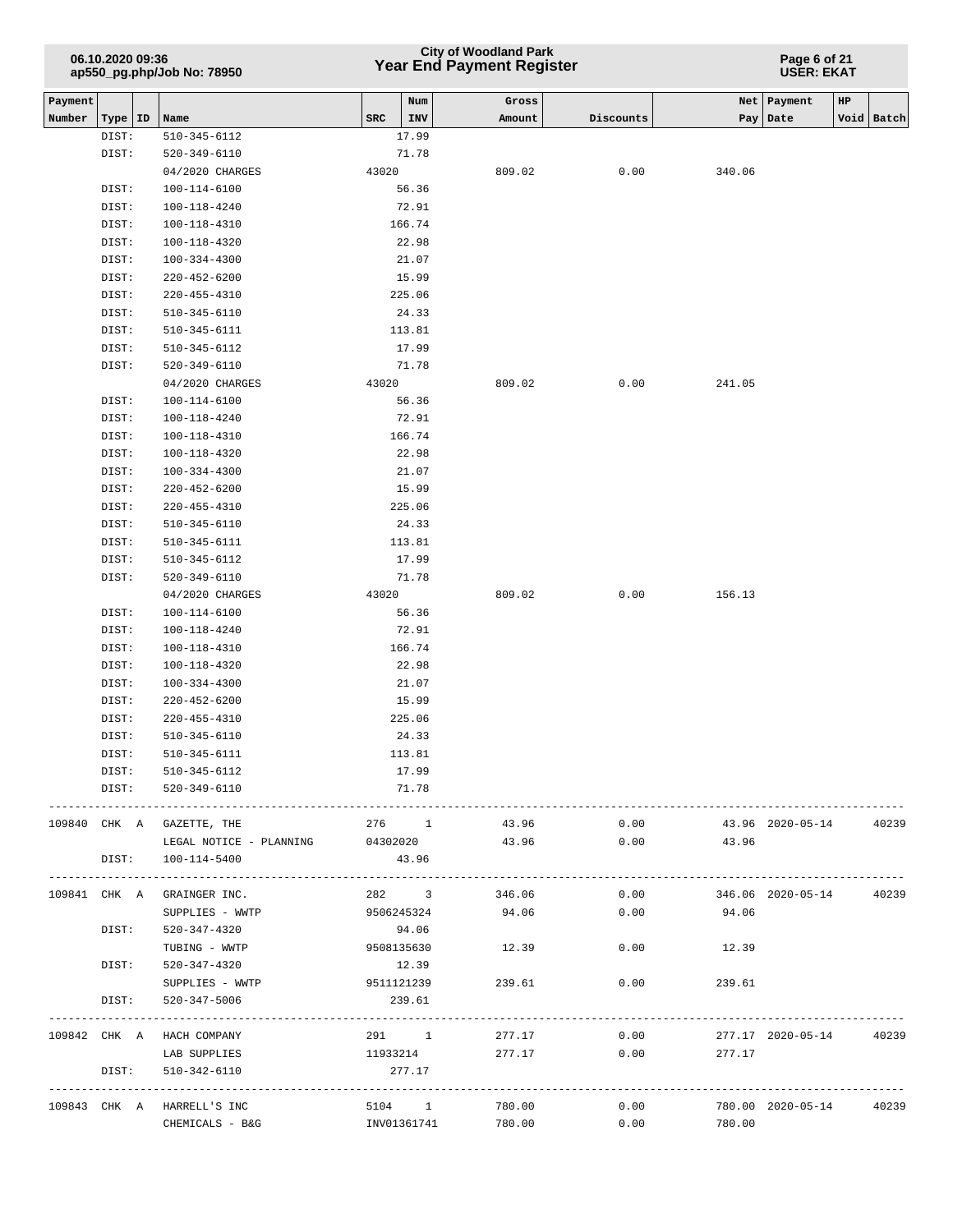| Payment Number | Type | ID | Name | SRC | Num INV | Gross Amount | Discounts | Net Pay | Payment Date | HP | Void | Batch |
|---|---|---|---|---|---|---|---|---|---|---|---|---|
| | DIST: | | 510-345-6112 | | 17.99 | | | | | | | |
| | DIST: | | 520-349-6110 | | 71.78 | | | | | | | |
| | | | 04/2020 CHARGES | 43020 | | 809.02 | 0.00 | 340.06 | | | | |
| | DIST: | | 100-114-6100 | | 56.36 | | | | | | | |
| | DIST: | | 100-118-4240 | | 72.91 | | | | | | | |
| | DIST: | | 100-118-4310 | | 166.74 | | | | | | | |
| | DIST: | | 100-118-4320 | | 22.98 | | | | | | | |
| | DIST: | | 100-334-4300 | | 21.07 | | | | | | | |
| | DIST: | | 220-452-6200 | | 15.99 | | | | | | | |
| | DIST: | | 220-455-4310 | | 225.06 | | | | | | | |
| | DIST: | | 510-345-6110 | | 24.33 | | | | | | | |
| | DIST: | | 510-345-6111 | | 113.81 | | | | | | | |
| | DIST: | | 510-345-6112 | | 17.99 | | | | | | | |
| | DIST: | | 520-349-6110 | | 71.78 | | | | | | | |
| | | | 04/2020 CHARGES | 43020 | | 809.02 | 0.00 | 241.05 | | | | |
| | DIST: | | 100-114-6100 | | 56.36 | | | | | | | |
| | DIST: | | 100-118-4240 | | 72.91 | | | | | | | |
| | DIST: | | 100-118-4310 | | 166.74 | | | | | | | |
| | DIST: | | 100-118-4320 | | 22.98 | | | | | | | |
| | DIST: | | 100-334-4300 | | 21.07 | | | | | | | |
| | DIST: | | 220-452-6200 | | 15.99 | | | | | | | |
| | DIST: | | 220-455-4310 | | 225.06 | | | | | | | |
| | DIST: | | 510-345-6110 | | 24.33 | | | | | | | |
| | DIST: | | 510-345-6111 | | 113.81 | | | | | | | |
| | DIST: | | 510-345-6112 | | 17.99 | | | | | | | |
| | DIST: | | 520-349-6110 | | 71.78 | | | | | | | |
| | | | 04/2020 CHARGES | 43020 | | 809.02 | 0.00 | 156.13 | | | | |
| | DIST: | | 100-114-6100 | | 56.36 | | | | | | | |
| | DIST: | | 100-118-4240 | | 72.91 | | | | | | | |
| | DIST: | | 100-118-4310 | | 166.74 | | | | | | | |
| | DIST: | | 100-118-4320 | | 22.98 | | | | | | | |
| | DIST: | | 100-334-4300 | | 21.07 | | | | | | | |
| | DIST: | | 220-452-6200 | | 15.99 | | | | | | | |
| | DIST: | | 220-455-4310 | | 225.06 | | | | | | | |
| | DIST: | | 510-345-6110 | | 24.33 | | | | | | | |
| | DIST: | | 510-345-6111 | | 113.81 | | | | | | | |
| | DIST: | | 510-345-6112 | | 17.99 | | | | | | | |
| | DIST: | | 520-349-6110 | | 71.78 | | | | | | | |
| 109840 | CHK | A | GAZETTE, THE | 276 | 1 | 43.96 | 0.00 | 43.96 | 2020-05-14 | | | 40239 |
| | | | LEGAL NOTICE - PLANNING | 04302020 | | 43.96 | 0.00 | 43.96 | | | | |
| | DIST: | | 100-114-5400 | | 43.96 | | | | | | | |
| 109841 | CHK | A | GRAINGER INC. | 282 | 3 | 346.06 | 0.00 | 346.06 | 2020-05-14 | | | 40239 |
| | | | SUPPLIES - WWTP | 9506245324 | | 94.06 | 0.00 | 94.06 | | | | |
| | DIST: | | 520-347-4320 | | 94.06 | | | | | | | |
| | | | TUBING - WWTP | 9508135630 | | 12.39 | 0.00 | 12.39 | | | | |
| | DIST: | | 520-347-4320 | | 12.39 | | | | | | | |
| | | | SUPPLIES - WWTP | 9511121239 | | 239.61 | 0.00 | 239.61 | | | | |
| | DIST: | | 520-347-5006 | | 239.61 | | | | | | | |
| 109842 | CHK | A | HACH COMPANY | 291 | 1 | 277.17 | 0.00 | 277.17 | 2020-05-14 | | | 40239 |
| | | | LAB SUPPLIES | 11933214 | | 277.17 | 0.00 | 277.17 | | | | |
| | DIST: | | 510-342-6110 | | 277.17 | | | | | | | |
| 109843 | CHK | A | HARRELL'S INC | 5104 | 1 | 780.00 | 0.00 | 780.00 | 2020-05-14 | | | 40239 |
| | | | CHEMICALS - B&G | INV01361741 | | 780.00 | 0.00 | 780.00 | | | | |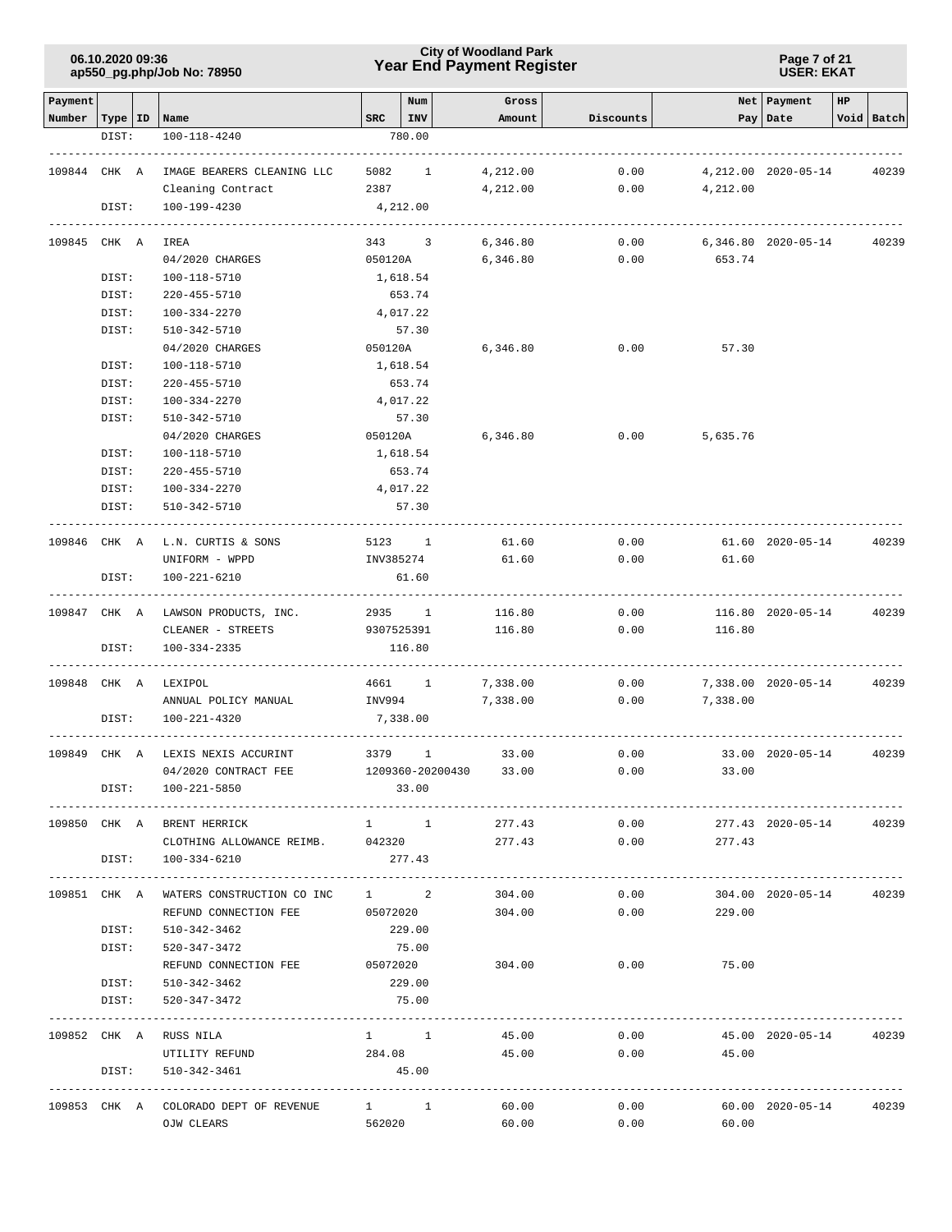| Payment Number | Type | ID | Name | SRC | Num INV | Gross Amount | Discounts | Net Pay | Payment Date | HP Void | Batch |
|---|---|---|---|---|---|---|---|---|---|---|---|
| | DIST: | | 100-118-4240 | 780.00 | | | | | | | |
| 109844 | CHK | A | IMAGE BEARERS CLEANING LLC | 5082 | 1 | 4,212.00 | 0.00 | 4,212.00 | 2020-05-14 | | 40239 |
| | | | Cleaning Contract | 2387 | | 4,212.00 | 0.00 | 4,212.00 | | | |
| | DIST: | | 100-199-4230 | 4,212.00 | | | | | | | |
| 109845 | CHK | A | IREA | 343 | 3 | 6,346.80 | 0.00 | 6,346.80 | 2020-05-14 | | 40239 |
| | | | 04/2020 CHARGES | 050120A | | 6,346.80 | 0.00 | 653.74 | | | |
| | DIST: | | 100-118-5710 | 1,618.54 | | | | | | | |
| | DIST: | | 220-455-5710 | 653.74 | | | | | | | |
| | DIST: | | 100-334-2270 | 4,017.22 | | | | | | | |
| | DIST: | | 510-342-5710 | 57.30 | | | | | | | |
| | | | 04/2020 CHARGES | 050120A | | 6,346.80 | 0.00 | 57.30 | | | |
| | DIST: | | 100-118-5710 | 1,618.54 | | | | | | | |
| | DIST: | | 220-455-5710 | 653.74 | | | | | | | |
| | DIST: | | 100-334-2270 | 4,017.22 | | | | | | | |
| | DIST: | | 510-342-5710 | 57.30 | | | | | | | |
| | | | 04/2020 CHARGES | 050120A | | 6,346.80 | 0.00 | 5,635.76 | | | |
| | DIST: | | 100-118-5710 | 1,618.54 | | | | | | | |
| | DIST: | | 220-455-5710 | 653.74 | | | | | | | |
| | DIST: | | 100-334-2270 | 4,017.22 | | | | | | | |
| | DIST: | | 510-342-5710 | 57.30 | | | | | | | |
| 109846 | CHK | A | L.N. CURTIS & SONS | 5123 | 1 | 61.60 | 0.00 | 61.60 | 2020-05-14 | | 40239 |
| | | | UNIFORM - WPPD | INV385274 | | 61.60 | 0.00 | 61.60 | | | |
| | DIST: | | 100-221-6210 | 61.60 | | | | | | | |
| 109847 | CHK | A | LAWSON PRODUCTS, INC. | 2935 | 1 | 116.80 | 0.00 | 116.80 | 2020-05-14 | | 40239 |
| | | | CLEANER - STREETS | 9307525391 | | 116.80 | 0.00 | 116.80 | | | |
| | DIST: | | 100-334-2335 | 116.80 | | | | | | | |
| 109848 | CHK | A | LEXIPOL | 4661 | 1 | 7,338.00 | 0.00 | 7,338.00 | 2020-05-14 | | 40239 |
| | | | ANNUAL POLICY MANUAL | INV994 | | 7,338.00 | 0.00 | 7,338.00 | | | |
| | DIST: | | 100-221-4320 | 7,338.00 | | | | | | | |
| 109849 | CHK | A | LEXIS NEXIS ACCURINT | 3379 | 1 | 33.00 | 0.00 | 33.00 | 2020-05-14 | | 40239 |
| | | | 04/2020 CONTRACT FEE | 1209360-20200430 | | 33.00 | 0.00 | 33.00 | | | |
| | DIST: | | 100-221-5850 | 33.00 | | | | | | | |
| 109850 | CHK | A | BRENT HERRICK | 1 | 1 | 277.43 | 0.00 | 277.43 | 2020-05-14 | | 40239 |
| | | | CLOTHING ALLOWANCE REIMB. | 042320 | | 277.43 | 0.00 | 277.43 | | | |
| | DIST: | | 100-334-6210 | 277.43 | | | | | | | |
| 109851 | CHK | A | WATERS CONSTRUCTION CO INC | 1 | 2 | 304.00 | 0.00 | 304.00 | 2020-05-14 | | 40239 |
| | | | REFUND CONNECTION FEE | 05072020 | | 304.00 | 0.00 | 229.00 | | | |
| | DIST: | | 510-342-3462 | 229.00 | | | | | | | |
| | DIST: | | 520-347-3472 | 75.00 | | | | | | | |
| | | | REFUND CONNECTION FEE | 05072020 | | 304.00 | 0.00 | 75.00 | | | |
| | DIST: | | 510-342-3462 | 229.00 | | | | | | | |
| | DIST: | | 520-347-3472 | 75.00 | | | | | | | |
| 109852 | CHK | A | RUSS NILA | 1 | 1 | 45.00 | 0.00 | 45.00 | 2020-05-14 | | 40239 |
| | | | UTILITY REFUND | 284.08 | | 45.00 | 0.00 | 45.00 | | | |
| | DIST: | | 510-342-3461 | 45.00 | | | | | | | |
| 109853 | CHK | A | COLORADO DEPT OF REVENUE | 1 | 1 | 60.00 | 0.00 | 60.00 | 2020-05-14 | | 40239 |
| | | | OJW CLEARS | 562020 | | 60.00 | 0.00 | 60.00 | | | |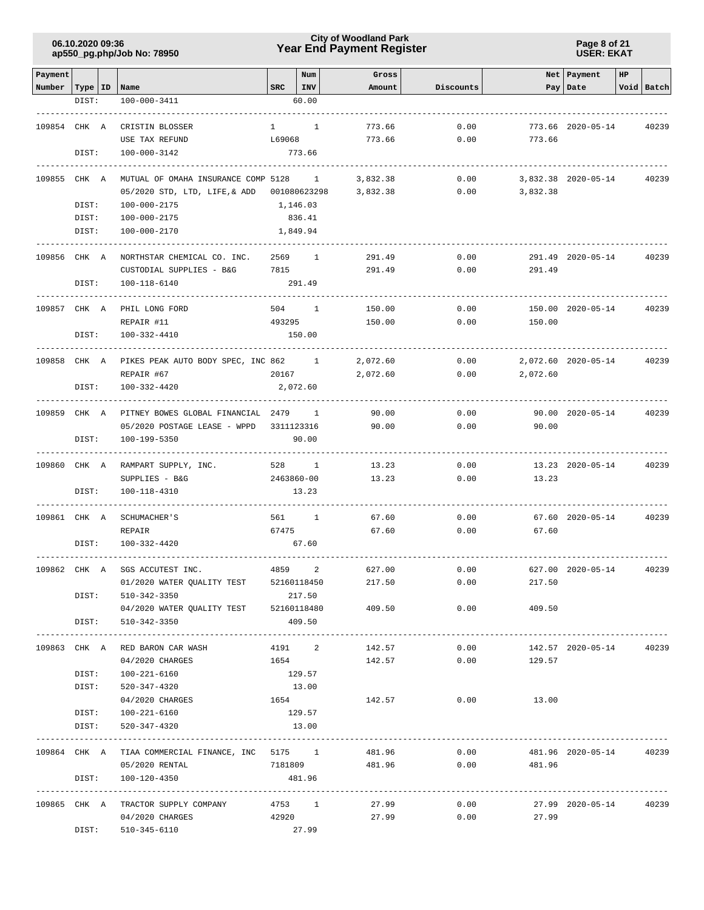**City of Woodland Park**
**Year End Payment Register**

06.10.2020 09:36
ap550_pg.php/Job No: 78950

USER: EKAT

| Payment Number | Type | ID | Name | SRC | Num INV | Gross Amount | Discounts | Net Pay | Payment Date | HP Void | Batch |
|---|---|---|---|---|---|---|---|---|---|---|---|
| | DIST: | | 100-000-3411 | | 60.00 | | | | | | |
| 109854 | CHK | A | CRISTIN BLOSSER | 1 | 1 | 773.66 | 0.00 | 773.66 | 2020-05-14 | | 40239 |
| | | | USE TAX REFUND | L69068 | | 773.66 | 0.00 | 773.66 | | | |
| | DIST: | | 100-000-3142 | | 773.66 | | | | | | |
| 109855 | CHK | A | MUTUAL OF OMAHA INSURANCE COMP | 5128 | 1 | 3,832.38 | 0.00 | 3,832.38 | 2020-05-14 | | 40239 |
| | | | 05/2020 STD, LTD, LIFE,& ADD | 001080623298 | | 3,832.38 | 0.00 | 3,832.38 | | | |
| | DIST: | | 100-000-2175 | | 1,146.03 | | | | | | |
| | DIST: | | 100-000-2175 | | 836.41 | | | | | | |
| | DIST: | | 100-000-2170 | | 1,849.94 | | | | | | |
| 109856 | CHK | A | NORTHSTAR CHEMICAL CO. INC. | 2569 | 1 | 291.49 | 0.00 | 291.49 | 2020-05-14 | | 40239 |
| | | | CUSTODIAL SUPPLIES - B&G | 7815 | | 291.49 | 0.00 | 291.49 | | | |
| | DIST: | | 100-118-6140 | | 291.49 | | | | | | |
| 109857 | CHK | A | PHIL LONG FORD | 504 | 1 | 150.00 | 0.00 | 150.00 | 2020-05-14 | | 40239 |
| | | | REPAIR #11 | 493295 | | 150.00 | 0.00 | 150.00 | | | |
| | DIST: | | 100-332-4410 | | 150.00 | | | | | | |
| 109858 | CHK | A | PIKES PEAK AUTO BODY SPEC, INC | 862 | 1 | 2,072.60 | 0.00 | 2,072.60 | 2020-05-14 | | 40239 |
| | | | REPAIR #67 | 20167 | | 2,072.60 | 0.00 | 2,072.60 | | | |
| | DIST: | | 100-332-4420 | | 2,072.60 | | | | | | |
| 109859 | CHK | A | PITNEY BOWES GLOBAL FINANCIAL | 2479 | 1 | 90.00 | 0.00 | 90.00 | 2020-05-14 | | 40239 |
| | | | 05/2020 POSTAGE LEASE - WPPD | 3311123316 | | 90.00 | 0.00 | 90.00 | | | |
| | DIST: | | 100-199-5350 | | 90.00 | | | | | | |
| 109860 | CHK | A | RAMPART SUPPLY, INC. | 528 | 1 | 13.23 | 0.00 | 13.23 | 2020-05-14 | | 40239 |
| | | | SUPPLIES - B&G | 2463860-00 | | 13.23 | 0.00 | 13.23 | | | |
| | DIST: | | 100-118-4310 | | 13.23 | | | | | | |
| 109861 | CHK | A | SCHUMACHER'S | 561 | 1 | 67.60 | 0.00 | 67.60 | 2020-05-14 | | 40239 |
| | | | REPAIR | 67475 | | 67.60 | 0.00 | 67.60 | | | |
| | DIST: | | 100-332-4420 | | 67.60 | | | | | | |
| 109862 | CHK | A | SGS ACCUTEST INC. | 4859 | 2 | 627.00 | 0.00 | 627.00 | 2020-05-14 | | 40239 |
| | | | 01/2020 WATER QUALITY TEST | 52160118450 | | 217.50 | 0.00 | 217.50 | | | |
| | DIST: | | 510-342-3350 | | 217.50 | | | | | | |
| | | | 04/2020 WATER QUALITY TEST | 52160118480 | | 409.50 | 0.00 | 409.50 | | | |
| | DIST: | | 510-342-3350 | | 409.50 | | | | | | |
| 109863 | CHK | A | RED BARON CAR WASH | 4191 | 2 | 142.57 | 0.00 | 142.57 | 2020-05-14 | | 40239 |
| | | | 04/2020 CHARGES | 1654 | | 142.57 | 0.00 | 129.57 | | | |
| | DIST: | | 100-221-6160 | | 129.57 | | | | | | |
| | DIST: | | 520-347-4320 | | 13.00 | | | | | | |
| | | | 04/2020 CHARGES | 1654 | | 142.57 | 0.00 | 13.00 | | | |
| | DIST: | | 100-221-6160 | | 129.57 | | | | | | |
| | DIST: | | 520-347-4320 | | 13.00 | | | | | | |
| 109864 | CHK | A | TIAA COMMERCIAL FINANCE, INC | 5175 | 1 | 481.96 | 0.00 | 481.96 | 2020-05-14 | | 40239 |
| | | | 05/2020 RENTAL | 7181809 | | 481.96 | 0.00 | 481.96 | | | |
| | DIST: | | 100-120-4350 | | 481.96 | | | | | | |
| 109865 | CHK | A | TRACTOR SUPPLY COMPANY | 4753 | 1 | 27.99 | 0.00 | 27.99 | 2020-05-14 | | 40239 |
| | | | 04/2020 CHARGES | 42920 | | 27.99 | 0.00 | 27.99 | | | |
| | DIST: | | 510-345-6110 | | 27.99 | | | | | | |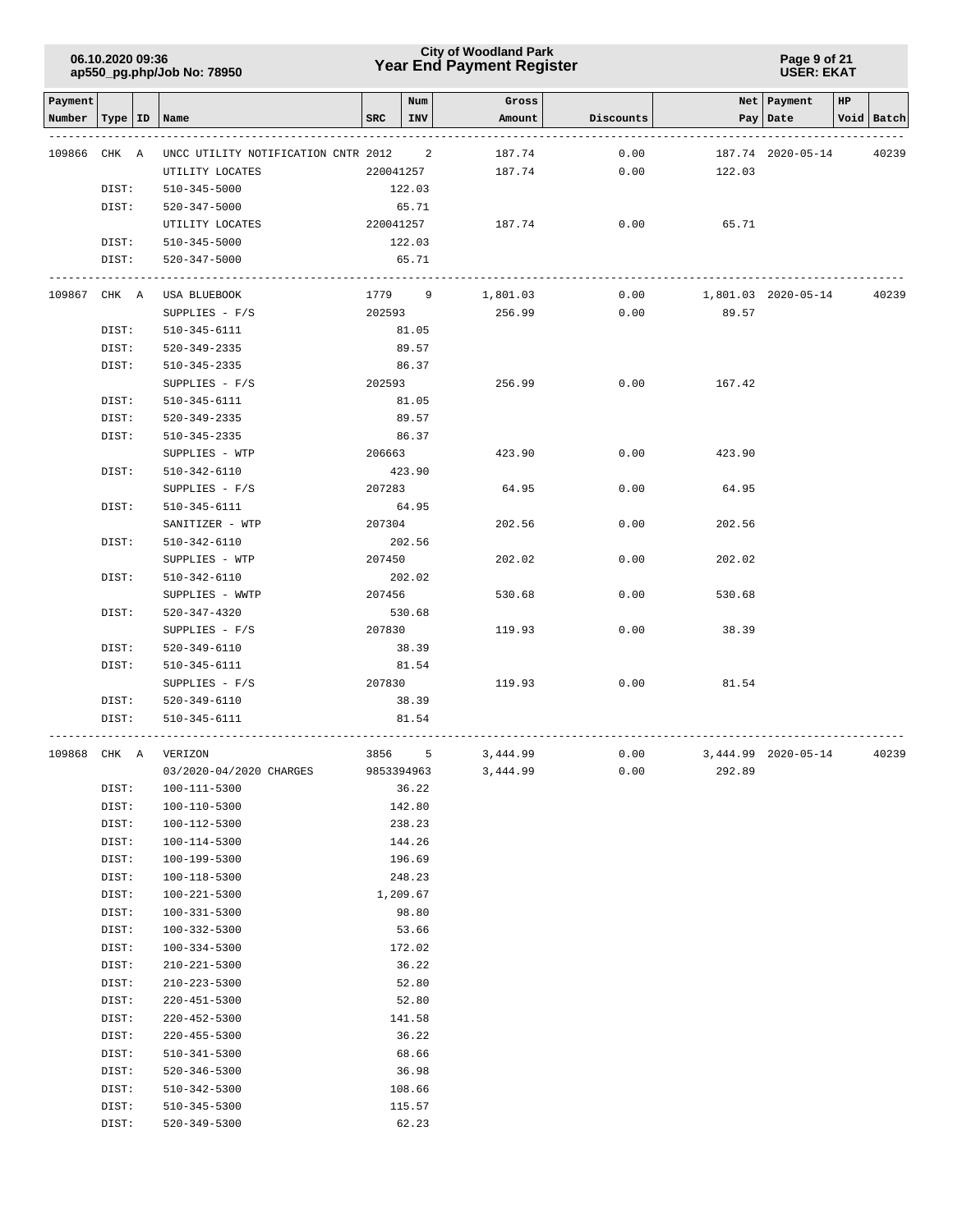# City of Woodland Park
## Year End Payment Register

06.10.2020 09:36
ap550_pg.php/Job No: 78950

USER: EKAT

| Payment Number | Type | ID | Name | SRC | Num INV | Gross Amount | Discounts | Net Pay | Payment Date | HP Void | Batch |
|---|---|---|---|---|---|---|---|---|---|---|---|
| 109866 | CHK | A | UNCC UTILITY NOTIFICATION CNTR | 2012 | 2 | 187.74 | 0.00 | 187.74 | 2020-05-14 | | 40239 |
| | | | UTILITY LOCATES | 220041257 | | 187.74 | 0.00 | 122.03 | | | |
| | DIST: | | 510-345-5000 | | 122.03 | | | | | | |
| | DIST: | | 520-347-5000 | | 65.71 | | | | | | |
| | | | UTILITY LOCATES | 220041257 | | 187.74 | 0.00 | 65.71 | | | |
| | DIST: | | 510-345-5000 | | 122.03 | | | | | | |
| | DIST: | | 520-347-5000 | | 65.71 | | | | | | |
| 109867 | CHK | A | USA BLUEBOOK | 1779 | 9 | 1,801.03 | 0.00 | 1,801.03 | 2020-05-14 | | 40239 |
| | | | SUPPLIES - F/S | 202593 | | 256.99 | 0.00 | 89.57 | | | |
| | DIST: | | 510-345-6111 | | 81.05 | | | | | | |
| | DIST: | | 520-349-2335 | | 89.57 | | | | | | |
| | DIST: | | 510-345-2335 | | 86.37 | | | | | | |
| | | | SUPPLIES - F/S | 202593 | | 256.99 | 0.00 | 167.42 | | | |
| | DIST: | | 510-345-6111 | | 81.05 | | | | | | |
| | DIST: | | 520-349-2335 | | 89.57 | | | | | | |
| | DIST: | | 510-345-2335 | | 86.37 | | | | | | |
| | | | SUPPLIES - WTP | 206663 | | 423.90 | 0.00 | 423.90 | | | |
| | DIST: | | 510-342-6110 | | 423.90 | | | | | | |
| | | | SUPPLIES - F/S | 207283 | | 64.95 | 0.00 | 64.95 | | | |
| | DIST: | | 510-345-6111 | | 64.95 | | | | | | |
| | | | SANITIZER - WTP | 207304 | | 202.56 | 0.00 | 202.56 | | | |
| | DIST: | | 510-342-6110 | | 202.56 | | | | | | |
| | | | SUPPLIES - WTP | 207450 | | 202.02 | 0.00 | 202.02 | | | |
| | DIST: | | 510-342-6110 | | 202.02 | | | | | | |
| | | | SUPPLIES - WWTP | 207456 | | 530.68 | 0.00 | 530.68 | | | |
| | DIST: | | 520-347-4320 | | 530.68 | | | | | | |
| | | | SUPPLIES - F/S | 207830 | | 119.93 | 0.00 | 38.39 | | | |
| | DIST: | | 520-349-6110 | | 38.39 | | | | | | |
| | DIST: | | 510-345-6111 | | 81.54 | | | | | | |
| | | | SUPPLIES - F/S | 207830 | | 119.93 | 0.00 | 81.54 | | | |
| | DIST: | | 520-349-6110 | | 38.39 | | | | | | |
| | DIST: | | 510-345-6111 | | 81.54 | | | | | | |
| 109868 | CHK | A | VERIZON | 3856 | 5 | 3,444.99 | 0.00 | 3,444.99 | 2020-05-14 | | 40239 |
| | | | 03/2020-04/2020 CHARGES | 9853394963 | | 3,444.99 | 0.00 | 292.89 | | | |
| | DIST: | | 100-111-5300 | | 36.22 | | | | | | |
| | DIST: | | 100-110-5300 | | 142.80 | | | | | | |
| | DIST: | | 100-112-5300 | | 238.23 | | | | | | |
| | DIST: | | 100-114-5300 | | 144.26 | | | | | | |
| | DIST: | | 100-199-5300 | | 196.69 | | | | | | |
| | DIST: | | 100-118-5300 | | 248.23 | | | | | | |
| | DIST: | | 100-221-5300 | | 1,209.67 | | | | | | |
| | DIST: | | 100-331-5300 | | 98.80 | | | | | | |
| | DIST: | | 100-332-5300 | | 53.66 | | | | | | |
| | DIST: | | 100-334-5300 | | 172.02 | | | | | | |
| | DIST: | | 210-221-5300 | | 36.22 | | | | | | |
| | DIST: | | 210-223-5300 | | 52.80 | | | | | | |
| | DIST: | | 220-451-5300 | | 52.80 | | | | | | |
| | DIST: | | 220-452-5300 | | 141.58 | | | | | | |
| | DIST: | | 220-455-5300 | | 36.22 | | | | | | |
| | DIST: | | 510-341-5300 | | 68.66 | | | | | | |
| | DIST: | | 520-346-5300 | | 36.98 | | | | | | |
| | DIST: | | 510-342-5300 | | 108.66 | | | | | | |
| | DIST: | | 510-345-5300 | | 115.57 | | | | | | |
| | DIST: | | 520-349-5300 | | 62.23 | | | | | | |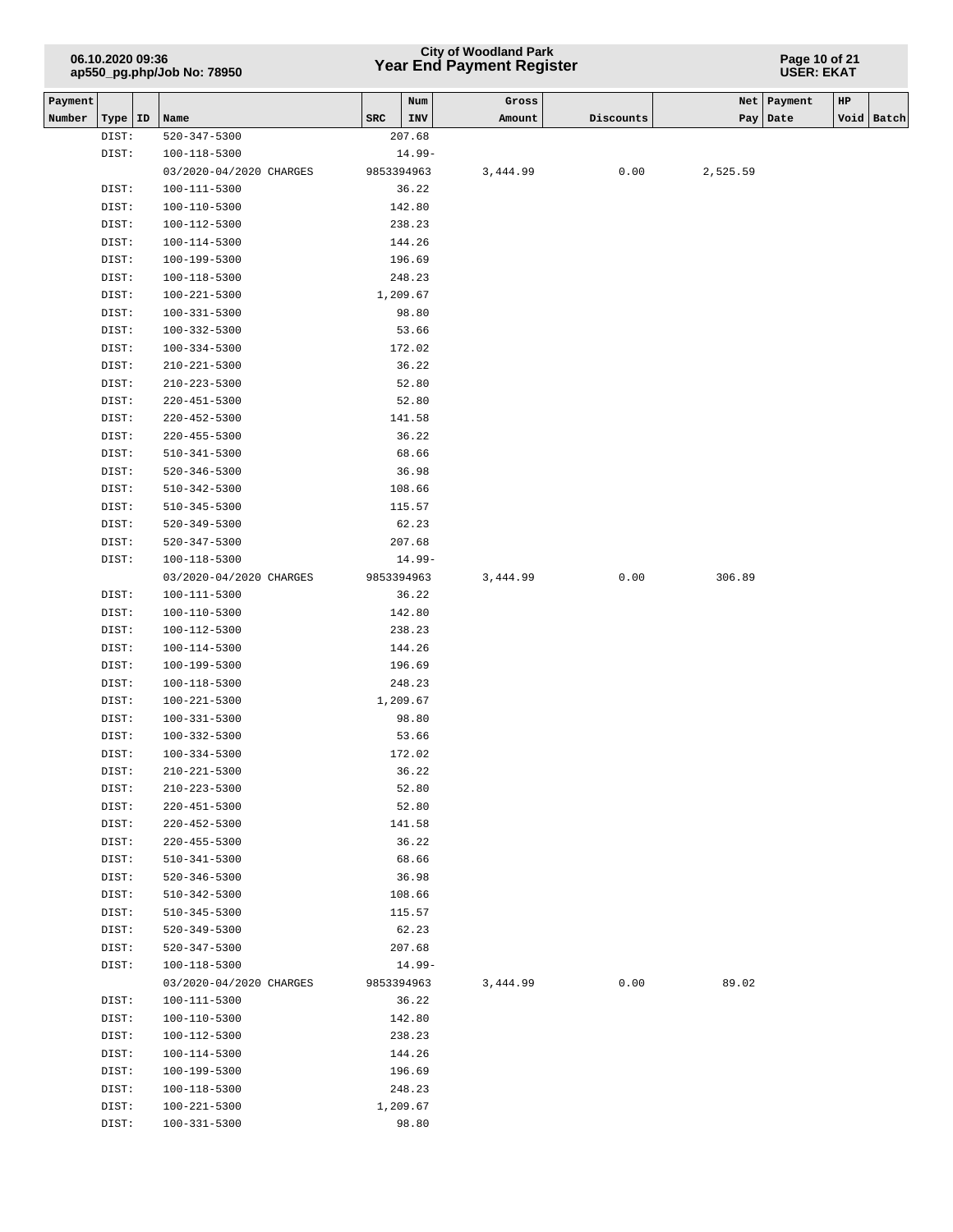| Payment Number | Type | ID | Name | SRC | Num INV | Gross Amount | Discounts | Net Pay | Payment Date | HP Void | Batch |
|---|---|---|---|---|---|---|---|---|---|---|---|
| | DIST: | | 520-347-5300 | | 207.68 | | | | | | |
| | DIST: | | 100-118-5300 | | 14.99- | | | | | | |
| | | | 03/2020-04/2020 CHARGES | | 9853394963 | 3,444.99 | 0.00 | 2,525.59 | | | |
| | DIST: | | 100-111-5300 | | 36.22 | | | | | | |
| | DIST: | | 100-110-5300 | | 142.80 | | | | | | |
| | DIST: | | 100-112-5300 | | 238.23 | | | | | | |
| | DIST: | | 100-114-5300 | | 144.26 | | | | | | |
| | DIST: | | 100-199-5300 | | 196.69 | | | | | | |
| | DIST: | | 100-118-5300 | | 248.23 | | | | | | |
| | DIST: | | 100-221-5300 | | 1,209.67 | | | | | | |
| | DIST: | | 100-331-5300 | | 98.80 | | | | | | |
| | DIST: | | 100-332-5300 | | 53.66 | | | | | | |
| | DIST: | | 100-334-5300 | | 172.02 | | | | | | |
| | DIST: | | 210-221-5300 | | 36.22 | | | | | | |
| | DIST: | | 210-223-5300 | | 52.80 | | | | | | |
| | DIST: | | 220-451-5300 | | 52.80 | | | | | | |
| | DIST: | | 220-452-5300 | | 141.58 | | | | | | |
| | DIST: | | 220-455-5300 | | 36.22 | | | | | | |
| | DIST: | | 510-341-5300 | | 68.66 | | | | | | |
| | DIST: | | 520-346-5300 | | 36.98 | | | | | | |
| | DIST: | | 510-342-5300 | | 108.66 | | | | | | |
| | DIST: | | 510-345-5300 | | 115.57 | | | | | | |
| | DIST: | | 520-349-5300 | | 62.23 | | | | | | |
| | DIST: | | 520-347-5300 | | 207.68 | | | | | | |
| | DIST: | | 100-118-5300 | | 14.99- | | | | | | |
| | | | 03/2020-04/2020 CHARGES | | 9853394963 | 3,444.99 | 0.00 | 306.89 | | | |
| | DIST: | | 100-111-5300 | | 36.22 | | | | | | |
| | DIST: | | 100-110-5300 | | 142.80 | | | | | | |
| | DIST: | | 100-112-5300 | | 238.23 | | | | | | |
| | DIST: | | 100-114-5300 | | 144.26 | | | | | | |
| | DIST: | | 100-199-5300 | | 196.69 | | | | | | |
| | DIST: | | 100-118-5300 | | 248.23 | | | | | | |
| | DIST: | | 100-221-5300 | | 1,209.67 | | | | | | |
| | DIST: | | 100-331-5300 | | 98.80 | | | | | | |
| | DIST: | | 100-332-5300 | | 53.66 | | | | | | |
| | DIST: | | 100-334-5300 | | 172.02 | | | | | | |
| | DIST: | | 210-221-5300 | | 36.22 | | | | | | |
| | DIST: | | 210-223-5300 | | 52.80 | | | | | | |
| | DIST: | | 220-451-5300 | | 52.80 | | | | | | |
| | DIST: | | 220-452-5300 | | 141.58 | | | | | | |
| | DIST: | | 220-455-5300 | | 36.22 | | | | | | |
| | DIST: | | 510-341-5300 | | 68.66 | | | | | | |
| | DIST: | | 520-346-5300 | | 36.98 | | | | | | |
| | DIST: | | 510-342-5300 | | 108.66 | | | | | | |
| | DIST: | | 510-345-5300 | | 115.57 | | | | | | |
| | DIST: | | 520-349-5300 | | 62.23 | | | | | | |
| | DIST: | | 520-347-5300 | | 207.68 | | | | | | |
| | DIST: | | 100-118-5300 | | 14.99- | | | | | | |
| | | | 03/2020-04/2020 CHARGES | | 9853394963 | 3,444.99 | 0.00 | 89.02 | | | |
| | DIST: | | 100-111-5300 | | 36.22 | | | | | | |
| | DIST: | | 100-110-5300 | | 142.80 | | | | | | |
| | DIST: | | 100-112-5300 | | 238.23 | | | | | | |
| | DIST: | | 100-114-5300 | | 144.26 | | | | | | |
| | DIST: | | 100-199-5300 | | 196.69 | | | | | | |
| | DIST: | | 100-118-5300 | | 248.23 | | | | | | |
| | DIST: | | 100-221-5300 | | 1,209.67 | | | | | | |
| | DIST: | | 100-331-5300 | | 98.80 | | | | | | |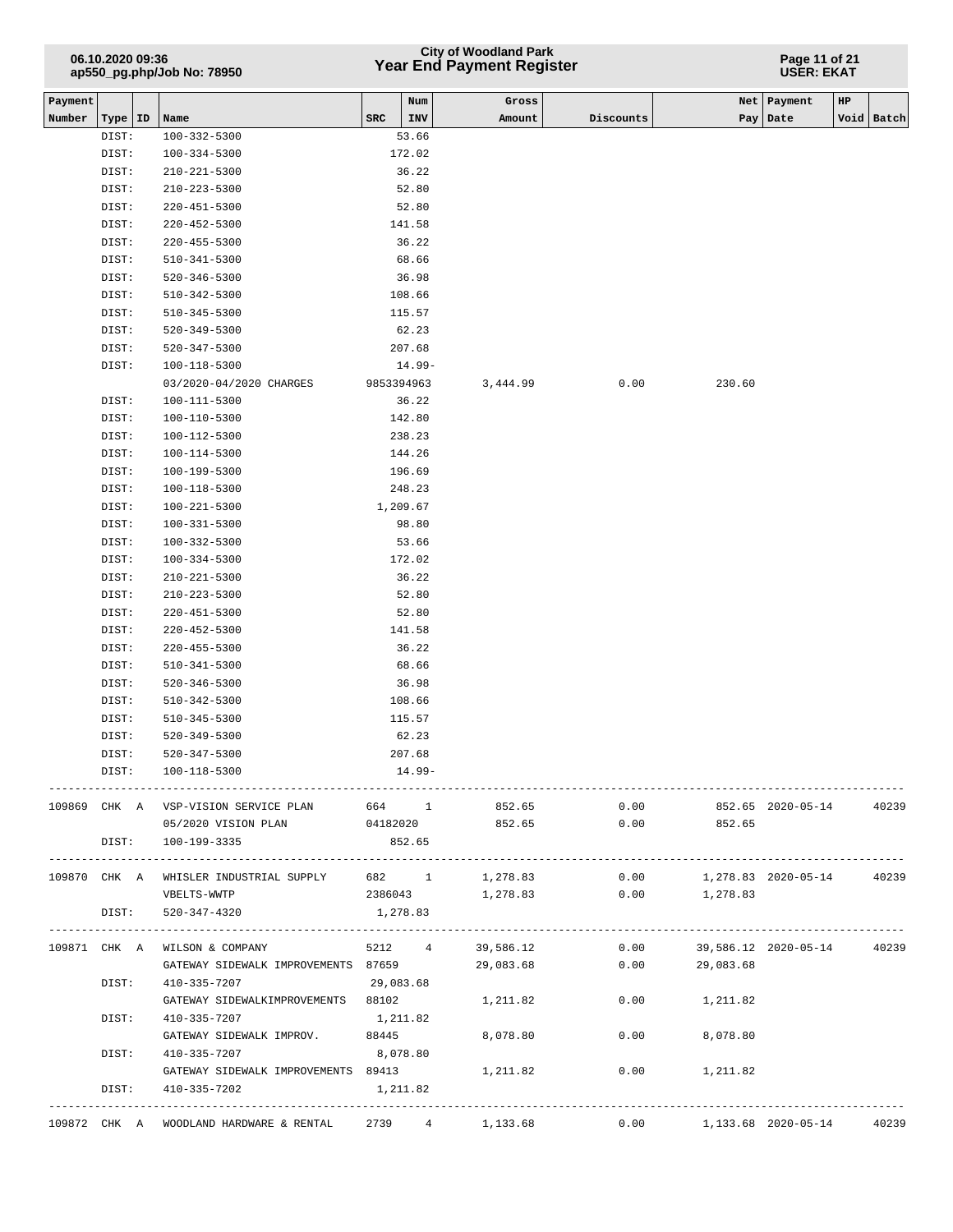| Payment Number | Type | ID | Name | SRC | Num INV | Gross Amount | Discounts | Net Pay | Payment Date | HP Void | Batch |
|---|---|---|---|---|---|---|---|---|---|---|---|
| | DIST: | | 100-332-5300 | | 53.66 | | | | | | |
| | DIST: | | 100-334-5300 | | 172.02 | | | | | | |
| | DIST: | | 210-221-5300 | | 36.22 | | | | | | |
| | DIST: | | 210-223-5300 | | 52.80 | | | | | | |
| | DIST: | | 220-451-5300 | | 52.80 | | | | | | |
| | DIST: | | 220-452-5300 | | 141.58 | | | | | | |
| | DIST: | | 220-455-5300 | | 36.22 | | | | | | |
| | DIST: | | 510-341-5300 | | 68.66 | | | | | | |
| | DIST: | | 520-346-5300 | | 36.98 | | | | | | |
| | DIST: | | 510-342-5300 | | 108.66 | | | | | | |
| | DIST: | | 510-345-5300 | | 115.57 | | | | | | |
| | DIST: | | 520-349-5300 | | 62.23 | | | | | | |
| | DIST: | | 520-347-5300 | | 207.68 | | | | | | |
| | DIST: | | 100-118-5300 | | 14.99- | | | | | | |
| | | | 03/2020-04/2020 CHARGES | 9853394963 | | 3,444.99 | 0.00 | 230.60 | | | |
| | DIST: | | 100-111-5300 | | 36.22 | | | | | | |
| | DIST: | | 100-110-5300 | | 142.80 | | | | | | |
| | DIST: | | 100-112-5300 | | 238.23 | | | | | | |
| | DIST: | | 100-114-5300 | | 144.26 | | | | | | |
| | DIST: | | 100-199-5300 | | 196.69 | | | | | | |
| | DIST: | | 100-118-5300 | | 248.23 | | | | | | |
| | DIST: | | 100-221-5300 | | 1,209.67 | | | | | | |
| | DIST: | | 100-331-5300 | | 98.80 | | | | | | |
| | DIST: | | 100-332-5300 | | 53.66 | | | | | | |
| | DIST: | | 100-334-5300 | | 172.02 | | | | | | |
| | DIST: | | 210-221-5300 | | 36.22 | | | | | | |
| | DIST: | | 210-223-5300 | | 52.80 | | | | | | |
| | DIST: | | 220-451-5300 | | 52.80 | | | | | | |
| | DIST: | | 220-452-5300 | | 141.58 | | | | | | |
| | DIST: | | 220-455-5300 | | 36.22 | | | | | | |
| | DIST: | | 510-341-5300 | | 68.66 | | | | | | |
| | DIST: | | 520-346-5300 | | 36.98 | | | | | | |
| | DIST: | | 510-342-5300 | | 108.66 | | | | | | |
| | DIST: | | 510-345-5300 | | 115.57 | | | | | | |
| | DIST: | | 520-349-5300 | | 62.23 | | | | | | |
| | DIST: | | 520-347-5300 | | 207.68 | | | | | | |
| | DIST: | | 100-118-5300 | | 14.99- | | | | | | |
| 109869 | CHK | A | VSP-VISION SERVICE PLAN | 664 | 1 | 852.65 | 0.00 | 852.65 | 2020-05-14 | | 40239 |
| | | | 05/2020 VISION PLAN | 04182020 | | 852.65 | 0.00 | 852.65 | | | |
| | DIST: | | 100-199-3335 | | 852.65 | | | | | | |
| 109870 | CHK | A | WHISLER INDUSTRIAL SUPPLY | 682 | 1 | 1,278.83 | 0.00 | 1,278.83 | 2020-05-14 | | 40239 |
| | | | VBELTS-WWTP | 2386043 | | 1,278.83 | 0.00 | 1,278.83 | | | |
| | DIST: | | 520-347-4320 | | 1,278.83 | | | | | | |
| 109871 | CHK | A | WILSON & COMPANY | 5212 | 4 | 39,586.12 | 0.00 | 39,586.12 | 2020-05-14 | | 40239 |
| | | | GATEWAY SIDEWALK IMPROVEMENTS | 87659 | | 29,083.68 | 0.00 | 29,083.68 | | | |
| | DIST: | | 410-335-7207 | | 29,083.68 | | | | | | |
| | | | GATEWAY SIDEWALKIMPROVEMENTS | 88102 | | 1,211.82 | 0.00 | 1,211.82 | | | |
| | DIST: | | 410-335-7207 | | 1,211.82 | | | | | | |
| | | | GATEWAY SIDEWALK IMPROV. | 88445 | | 8,078.80 | 0.00 | 8,078.80 | | | |
| | DIST: | | 410-335-7207 | | 8,078.80 | | | | | | |
| | | | GATEWAY SIDEWALK IMPROVEMENTS | 89413 | | 1,211.82 | 0.00 | 1,211.82 | | | |
| | DIST: | | 410-335-7202 | | 1,211.82 | | | | | | |
| 109872 | CHK | A | WOODLAND HARDWARE & RENTAL | 2739 | 4 | 1,133.68 | 0.00 | 1,133.68 | 2020-05-14 | | 40239 |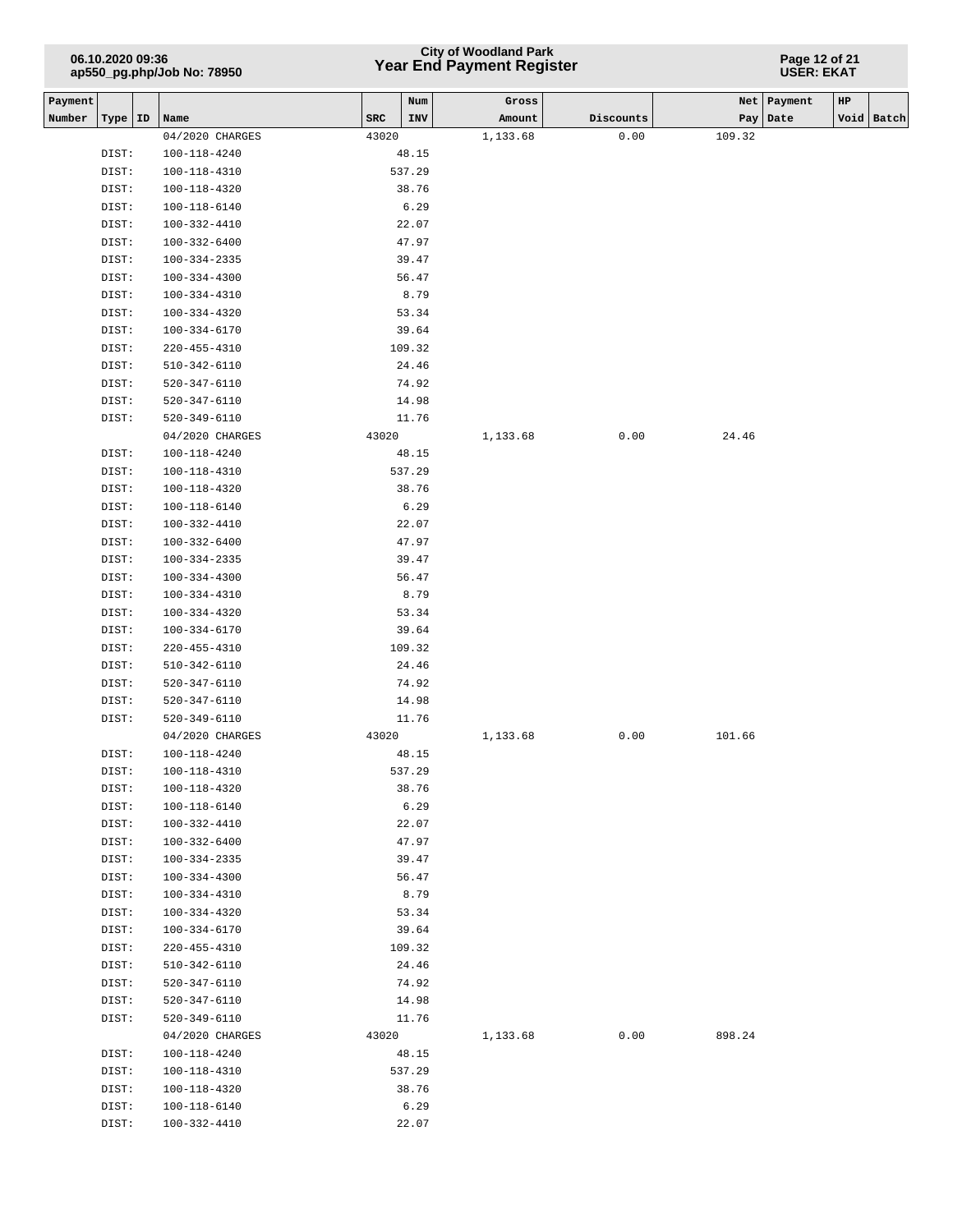| Payment Number | Type | ID | Name | SRC | Num INV | Gross Amount | Discounts | Net Pay | Payment Date | HP Void | Batch |
|---|---|---|---|---|---|---|---|---|---|---|---|
| | | | 04/2020 CHARGES | 43020 | | 1,133.68 | 0.00 | 109.32 | | | |
| | DIST: | | 100-118-4240 | | 48.15 | | | | | | |
| | DIST: | | 100-118-4310 | | 537.29 | | | | | | |
| | DIST: | | 100-118-4320 | | 38.76 | | | | | | |
| | DIST: | | 100-118-6140 | | 6.29 | | | | | | |
| | DIST: | | 100-332-4410 | | 22.07 | | | | | | |
| | DIST: | | 100-332-6400 | | 47.97 | | | | | | |
| | DIST: | | 100-334-2335 | | 39.47 | | | | | | |
| | DIST: | | 100-334-4300 | | 56.47 | | | | | | |
| | DIST: | | 100-334-4310 | | 8.79 | | | | | | |
| | DIST: | | 100-334-4320 | | 53.34 | | | | | | |
| | DIST: | | 100-334-6170 | | 39.64 | | | | | | |
| | DIST: | | 220-455-4310 | | 109.32 | | | | | | |
| | DIST: | | 510-342-6110 | | 24.46 | | | | | | |
| | DIST: | | 520-347-6110 | | 74.92 | | | | | | |
| | DIST: | | 520-347-6110 | | 14.98 | | | | | | |
| | DIST: | | 520-349-6110 | | 11.76 | | | | | | |
| | | | 04/2020 CHARGES | 43020 | | 1,133.68 | 0.00 | 24.46 | | | |
| | DIST: | | 100-118-4240 | | 48.15 | | | | | | |
| | DIST: | | 100-118-4310 | | 537.29 | | | | | | |
| | DIST: | | 100-118-4320 | | 38.76 | | | | | | |
| | DIST: | | 100-118-6140 | | 6.29 | | | | | | |
| | DIST: | | 100-332-4410 | | 22.07 | | | | | | |
| | DIST: | | 100-332-6400 | | 47.97 | | | | | | |
| | DIST: | | 100-334-2335 | | 39.47 | | | | | | |
| | DIST: | | 100-334-4300 | | 56.47 | | | | | | |
| | DIST: | | 100-334-4310 | | 8.79 | | | | | | |
| | DIST: | | 100-334-4320 | | 53.34 | | | | | | |
| | DIST: | | 100-334-6170 | | 39.64 | | | | | | |
| | DIST: | | 220-455-4310 | | 109.32 | | | | | | |
| | DIST: | | 510-342-6110 | | 24.46 | | | | | | |
| | DIST: | | 520-347-6110 | | 74.92 | | | | | | |
| | DIST: | | 520-347-6110 | | 14.98 | | | | | | |
| | DIST: | | 520-349-6110 | | 11.76 | | | | | | |
| | | | 04/2020 CHARGES | 43020 | | 1,133.68 | 0.00 | 101.66 | | | |
| | DIST: | | 100-118-4240 | | 48.15 | | | | | | |
| | DIST: | | 100-118-4310 | | 537.29 | | | | | | |
| | DIST: | | 100-118-4320 | | 38.76 | | | | | | |
| | DIST: | | 100-118-6140 | | 6.29 | | | | | | |
| | DIST: | | 100-332-4410 | | 22.07 | | | | | | |
| | DIST: | | 100-332-6400 | | 47.97 | | | | | | |
| | DIST: | | 100-334-2335 | | 39.47 | | | | | | |
| | DIST: | | 100-334-4300 | | 56.47 | | | | | | |
| | DIST: | | 100-334-4310 | | 8.79 | | | | | | |
| | DIST: | | 100-334-4320 | | 53.34 | | | | | | |
| | DIST: | | 100-334-6170 | | 39.64 | | | | | | |
| | DIST: | | 220-455-4310 | | 109.32 | | | | | | |
| | DIST: | | 510-342-6110 | | 24.46 | | | | | | |
| | DIST: | | 520-347-6110 | | 74.92 | | | | | | |
| | DIST: | | 520-347-6110 | | 14.98 | | | | | | |
| | DIST: | | 520-349-6110 | | 11.76 | | | | | | |
| | | | 04/2020 CHARGES | 43020 | | 1,133.68 | 0.00 | 898.24 | | | |
| | DIST: | | 100-118-4240 | | 48.15 | | | | | | |
| | DIST: | | 100-118-4310 | | 537.29 | | | | | | |
| | DIST: | | 100-118-4320 | | 38.76 | | | | | | |
| | DIST: | | 100-118-6140 | | 6.29 | | | | | | |
| | DIST: | | 100-332-4410 | | 22.07 | | | | | | |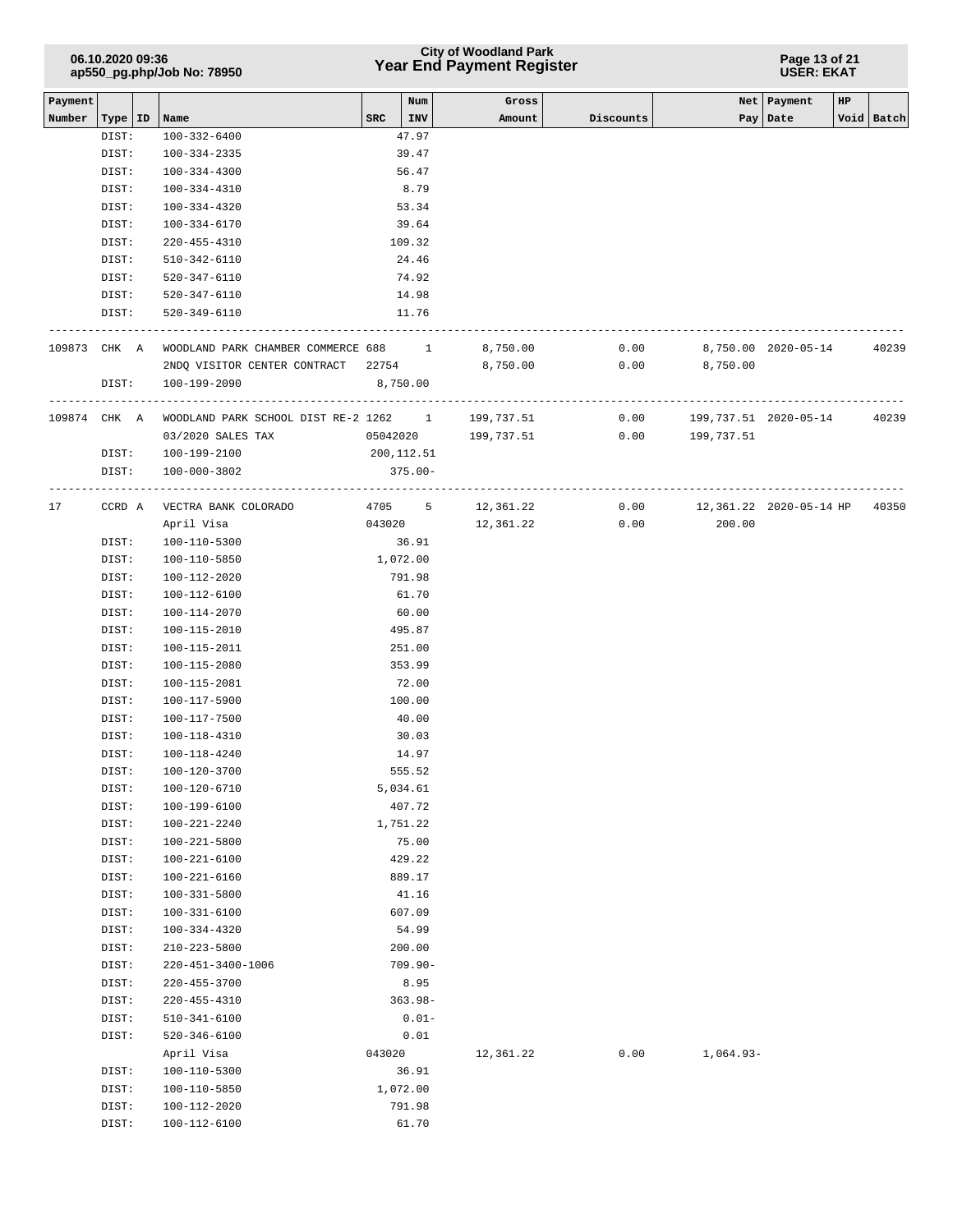| Payment Number | Type | ID | Name | SRC | Num INV | Gross Amount | Discounts | Net Pay | Payment Date | HP | Void | Batch |
|---|---|---|---|---|---|---|---|---|---|---|---|---|
| | DIST: | | 100-332-6400 | | 47.97 | | | | | | | |
| | DIST: | | 100-334-2335 | | 39.47 | | | | | | | |
| | DIST: | | 100-334-4300 | | 56.47 | | | | | | | |
| | DIST: | | 100-334-4310 | | 8.79 | | | | | | | |
| | DIST: | | 100-334-4320 | | 53.34 | | | | | | | |
| | DIST: | | 100-334-6170 | | 39.64 | | | | | | | |
| | DIST: | | 220-455-4310 | | 109.32 | | | | | | | |
| | DIST: | | 510-342-6110 | | 24.46 | | | | | | | |
| | DIST: | | 520-347-6110 | | 74.92 | | | | | | | |
| | DIST: | | 520-347-6110 | | 14.98 | | | | | | | |
| | DIST: | | 520-349-6110 | | 11.76 | | | | | | | |
| 109873 | CHK | A | WOODLAND PARK CHAMBER COMMERCE | 688 | 1 | 8,750.00 | 0.00 | 8,750.00 | 2020-05-14 | | | 40239 |
| | | | 2NDQ VISITOR CENTER CONTRACT | 22754 | | 8,750.00 | 0.00 | 8,750.00 | | | | |
| | DIST: | | 100-199-2090 | | 8,750.00 | | | | | | | |
| 109874 | CHK | A | WOODLAND PARK SCHOOL DIST RE-2 | 1262 | 1 | 199,737.51 | 0.00 | 199,737.51 | 2020-05-14 | | | 40239 |
| | | | 03/2020 SALES TAX | 05042020 | | 199,737.51 | 0.00 | 199,737.51 | | | | |
| | DIST: | | 100-199-2100 | | 200,112.51 | | | | | | | |
| | DIST: | | 100-000-3802 | | 375.00- | | | | | | | |
| 17 | CCRD | A | VECTRA BANK COLORADO | 4705 | 5 | 12,361.22 | 0.00 | 12,361.22 | 2020-05-14 | HP | | 40350 |
| | | | April Visa | 043020 | | 12,361.22 | 0.00 | 200.00 | | | | |
| | DIST: | | 100-110-5300 | | 36.91 | | | | | | | |
| | DIST: | | 100-110-5850 | | 1,072.00 | | | | | | | |
| | DIST: | | 100-112-2020 | | 791.98 | | | | | | | |
| | DIST: | | 100-112-6100 | | 61.70 | | | | | | | |
| | DIST: | | 100-114-2070 | | 60.00 | | | | | | | |
| | DIST: | | 100-115-2010 | | 495.87 | | | | | | | |
| | DIST: | | 100-115-2011 | | 251.00 | | | | | | | |
| | DIST: | | 100-115-2080 | | 353.99 | | | | | | | |
| | DIST: | | 100-115-2081 | | 72.00 | | | | | | | |
| | DIST: | | 100-117-5900 | | 100.00 | | | | | | | |
| | DIST: | | 100-117-7500 | | 40.00 | | | | | | | |
| | DIST: | | 100-118-4310 | | 30.03 | | | | | | | |
| | DIST: | | 100-118-4240 | | 14.97 | | | | | | | |
| | DIST: | | 100-120-3700 | | 555.52 | | | | | | | |
| | DIST: | | 100-120-6710 | | 5,034.61 | | | | | | | |
| | DIST: | | 100-199-6100 | | 407.72 | | | | | | | |
| | DIST: | | 100-221-2240 | | 1,751.22 | | | | | | | |
| | DIST: | | 100-221-5800 | | 75.00 | | | | | | | |
| | DIST: | | 100-221-6100 | | 429.22 | | | | | | | |
| | DIST: | | 100-221-6160 | | 889.17 | | | | | | | |
| | DIST: | | 100-331-5800 | | 41.16 | | | | | | | |
| | DIST: | | 100-331-6100 | | 607.09 | | | | | | | |
| | DIST: | | 100-334-4320 | | 54.99 | | | | | | | |
| | DIST: | | 210-223-5800 | | 200.00 | | | | | | | |
| | DIST: | | 220-451-3400-1006 | | 709.90- | | | | | | | |
| | DIST: | | 220-455-3700 | | 8.95 | | | | | | | |
| | DIST: | | 220-455-4310 | | 363.98- | | | | | | | |
| | DIST: | | 510-341-6100 | | 0.01- | | | | | | | |
| | DIST: | | 520-346-6100 | | 0.01 | | | | | | | |
| | | | April Visa | 043020 | | 12,361.22 | 0.00 | 1,064.93- | | | | |
| | DIST: | | 100-110-5300 | | 36.91 | | | | | | | |
| | DIST: | | 100-110-5850 | | 1,072.00 | | | | | | | |
| | DIST: | | 100-112-2020 | | 791.98 | | | | | | | |
| | DIST: | | 100-112-6100 | | 61.70 | | | | | | | |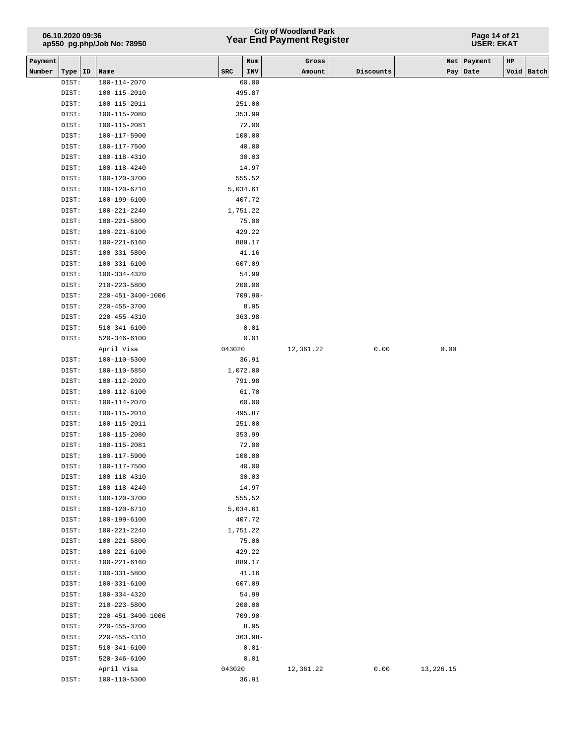| Payment Number | Type | ID | Name | SRC | Num INV | Gross Amount | Discounts | Net Pay | Payment Date | HP Void | Batch |
|---|---|---|---|---|---|---|---|---|---|---|---|
| | DIST: | | 100-114-2070 | | 60.00 | | | | | | |
| | DIST: | | 100-115-2010 | | 495.87 | | | | | | |
| | DIST: | | 100-115-2011 | | 251.00 | | | | | | |
| | DIST: | | 100-115-2080 | | 353.99 | | | | | | |
| | DIST: | | 100-115-2081 | | 72.00 | | | | | | |
| | DIST: | | 100-117-5900 | | 100.00 | | | | | | |
| | DIST: | | 100-117-7500 | | 40.00 | | | | | | |
| | DIST: | | 100-118-4310 | | 30.03 | | | | | | |
| | DIST: | | 100-118-4240 | | 14.97 | | | | | | |
| | DIST: | | 100-120-3700 | | 555.52 | | | | | | |
| | DIST: | | 100-120-6710 | | 5,034.61 | | | | | | |
| | DIST: | | 100-199-6100 | | 407.72 | | | | | | |
| | DIST: | | 100-221-2240 | | 1,751.22 | | | | | | |
| | DIST: | | 100-221-5800 | | 75.00 | | | | | | |
| | DIST: | | 100-221-6100 | | 429.22 | | | | | | |
| | DIST: | | 100-221-6160 | | 889.17 | | | | | | |
| | DIST: | | 100-331-5800 | | 41.16 | | | | | | |
| | DIST: | | 100-331-6100 | | 607.09 | | | | | | |
| | DIST: | | 100-334-4320 | | 54.99 | | | | | | |
| | DIST: | | 210-223-5800 | | 200.00 | | | | | | |
| | DIST: | | 220-451-3400-1006 | | 709.90- | | | | | | |
| | DIST: | | 220-455-3700 | | 8.95 | | | | | | |
| | DIST: | | 220-455-4310 | | 363.98- | | | | | | |
| | DIST: | | 510-341-6100 | | 0.01- | | | | | | |
| | DIST: | | 520-346-6100 | | 0.01 | | | | | | |
| | | | April Visa | 043020 | | 12,361.22 | 0.00 | 0.00 | | | |
| | DIST: | | 100-110-5300 | | 36.91 | | | | | | |
| | DIST: | | 100-110-5850 | | 1,072.00 | | | | | | |
| | DIST: | | 100-112-2020 | | 791.98 | | | | | | |
| | DIST: | | 100-112-6100 | | 61.70 | | | | | | |
| | DIST: | | 100-114-2070 | | 60.00 | | | | | | |
| | DIST: | | 100-115-2010 | | 495.87 | | | | | | |
| | DIST: | | 100-115-2011 | | 251.00 | | | | | | |
| | DIST: | | 100-115-2080 | | 353.99 | | | | | | |
| | DIST: | | 100-115-2081 | | 72.00 | | | | | | |
| | DIST: | | 100-117-5900 | | 100.00 | | | | | | |
| | DIST: | | 100-117-7500 | | 40.00 | | | | | | |
| | DIST: | | 100-118-4310 | | 30.03 | | | | | | |
| | DIST: | | 100-118-4240 | | 14.97 | | | | | | |
| | DIST: | | 100-120-3700 | | 555.52 | | | | | | |
| | DIST: | | 100-120-6710 | | 5,034.61 | | | | | | |
| | DIST: | | 100-199-6100 | | 407.72 | | | | | | |
| | DIST: | | 100-221-2240 | | 1,751.22 | | | | | | |
| | DIST: | | 100-221-5800 | | 75.00 | | | | | | |
| | DIST: | | 100-221-6100 | | 429.22 | | | | | | |
| | DIST: | | 100-221-6160 | | 889.17 | | | | | | |
| | DIST: | | 100-331-5800 | | 41.16 | | | | | | |
| | DIST: | | 100-331-6100 | | 607.09 | | | | | | |
| | DIST: | | 100-334-4320 | | 54.99 | | | | | | |
| | DIST: | | 210-223-5800 | | 200.00 | | | | | | |
| | DIST: | | 220-451-3400-1006 | | 709.90- | | | | | | |
| | DIST: | | 220-455-3700 | | 8.95 | | | | | | |
| | DIST: | | 220-455-4310 | | 363.98- | | | | | | |
| | DIST: | | 510-341-6100 | | 0.01- | | | | | | |
| | DIST: | | 520-346-6100 | | 0.01 | | | | | | |
| | | | April Visa | 043020 | | 12,361.22 | 0.00 | 13,226.15 | | | |
| | DIST: | | 100-110-5300 | | 36.91 | | | | | | |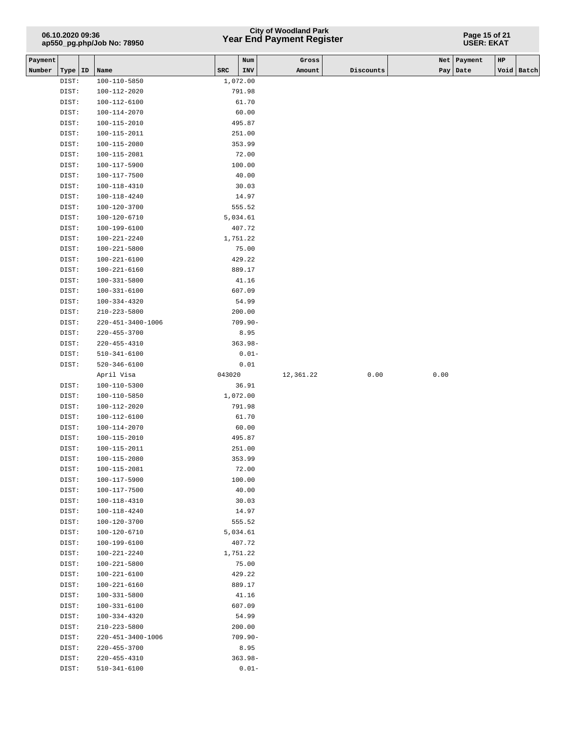| Payment Number | Type | ID | Name | SRC | Num INV | Gross Amount | Discounts | Net Pay | Payment Date | HP Void | Batch |
|---|---|---|---|---|---|---|---|---|---|---|---|
| | DIST: | | 100-110-5850 | 1,072.00 | | | | | | | |
| | DIST: | | 100-112-2020 | 791.98 | | | | | | | |
| | DIST: | | 100-112-6100 | 61.70 | | | | | | | |
| | DIST: | | 100-114-2070 | 60.00 | | | | | | | |
| | DIST: | | 100-115-2010 | 495.87 | | | | | | | |
| | DIST: | | 100-115-2011 | 251.00 | | | | | | | |
| | DIST: | | 100-115-2080 | 353.99 | | | | | | | |
| | DIST: | | 100-115-2081 | 72.00 | | | | | | | |
| | DIST: | | 100-117-5900 | 100.00 | | | | | | | |
| | DIST: | | 100-117-7500 | 40.00 | | | | | | | |
| | DIST: | | 100-118-4310 | 30.03 | | | | | | | |
| | DIST: | | 100-118-4240 | 14.97 | | | | | | | |
| | DIST: | | 100-120-3700 | 555.52 | | | | | | | |
| | DIST: | | 100-120-6710 | 5,034.61 | | | | | | | |
| | DIST: | | 100-199-6100 | 407.72 | | | | | | | |
| | DIST: | | 100-221-2240 | 1,751.22 | | | | | | | |
| | DIST: | | 100-221-5800 | 75.00 | | | | | | | |
| | DIST: | | 100-221-6100 | 429.22 | | | | | | | |
| | DIST: | | 100-221-6160 | 889.17 | | | | | | | |
| | DIST: | | 100-331-5800 | 41.16 | | | | | | | |
| | DIST: | | 100-331-6100 | 607.09 | | | | | | | |
| | DIST: | | 100-334-4320 | 54.99 | | | | | | | |
| | DIST: | | 210-223-5800 | 200.00 | | | | | | | |
| | DIST: | | 220-451-3400-1006 | 709.90- | | | | | | | |
| | DIST: | | 220-455-3700 | 8.95 | | | | | | | |
| | DIST: | | 220-455-4310 | 363.98- | | | | | | | |
| | DIST: | | 510-341-6100 | 0.01- | | | | | | | |
| | DIST: | | 520-346-6100 | 0.01 | | | | | | | |
| | | | April Visa | 043020 | | 12,361.22 | 0.00 | 0.00 | | | |
| | DIST: | | 100-110-5300 | 36.91 | | | | | | | |
| | DIST: | | 100-110-5850 | 1,072.00 | | | | | | | |
| | DIST: | | 100-112-2020 | 791.98 | | | | | | | |
| | DIST: | | 100-112-6100 | 61.70 | | | | | | | |
| | DIST: | | 100-114-2070 | 60.00 | | | | | | | |
| | DIST: | | 100-115-2010 | 495.87 | | | | | | | |
| | DIST: | | 100-115-2011 | 251.00 | | | | | | | |
| | DIST: | | 100-115-2080 | 353.99 | | | | | | | |
| | DIST: | | 100-115-2081 | 72.00 | | | | | | | |
| | DIST: | | 100-117-5900 | 100.00 | | | | | | | |
| | DIST: | | 100-117-7500 | 40.00 | | | | | | | |
| | DIST: | | 100-118-4310 | 30.03 | | | | | | | |
| | DIST: | | 100-118-4240 | 14.97 | | | | | | | |
| | DIST: | | 100-120-3700 | 555.52 | | | | | | | |
| | DIST: | | 100-120-6710 | 5,034.61 | | | | | | | |
| | DIST: | | 100-199-6100 | 407.72 | | | | | | | |
| | DIST: | | 100-221-2240 | 1,751.22 | | | | | | | |
| | DIST: | | 100-221-5800 | 75.00 | | | | | | | |
| | DIST: | | 100-221-6100 | 429.22 | | | | | | | |
| | DIST: | | 100-221-6160 | 889.17 | | | | | | | |
| | DIST: | | 100-331-5800 | 41.16 | | | | | | | |
| | DIST: | | 100-331-6100 | 607.09 | | | | | | | |
| | DIST: | | 100-334-4320 | 54.99 | | | | | | | |
| | DIST: | | 210-223-5800 | 200.00 | | | | | | | |
| | DIST: | | 220-451-3400-1006 | 709.90- | | | | | | | |
| | DIST: | | 220-455-3700 | 8.95 | | | | | | | |
| | DIST: | | 220-455-4310 | 363.98- | | | | | | | |
| | DIST: | | 510-341-6100 | 0.01- | | | | | | | |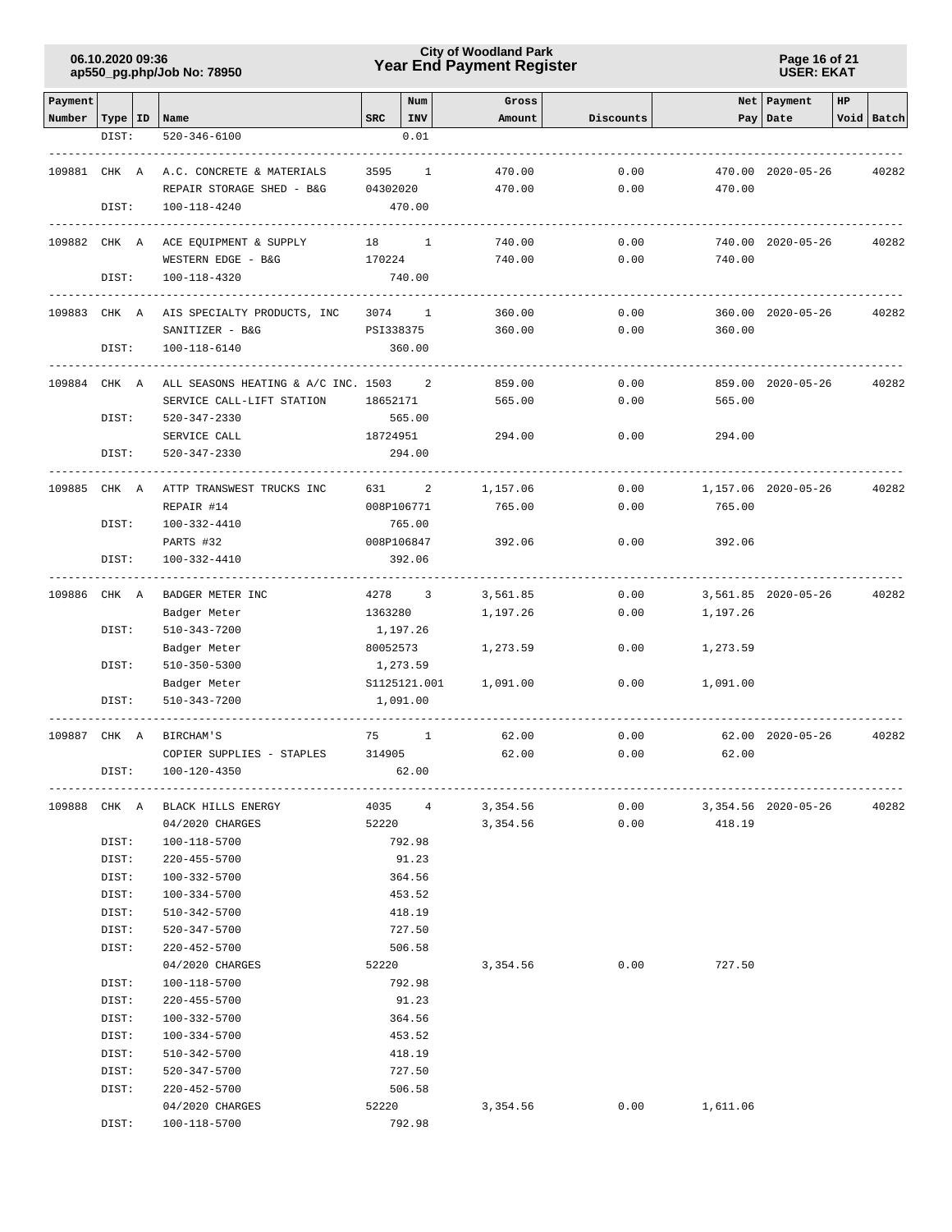| Payment Number | Type | ID | Name | SRC | Num INV | Gross Amount | Discounts | Net Pay | Payment Date | HP | Void | Batch |
|---|---|---|---|---|---|---|---|---|---|---|---|---|
| | DIST: | | 520-346-6100 | | 0.01 | | | | | | | |
| 109881 | CHK | A | A.C. CONCRETE & MATERIALS | 3595 | 1 | 470.00 | 0.00 | 470.00 | 2020-05-26 | | | 40282 |
| | | | REPAIR STORAGE SHED - B&G | 04302020 | | 470.00 | 0.00 | 470.00 | | | | |
| | DIST: | | 100-118-4240 | | 470.00 | | | | | | | |
| 109882 | CHK | A | ACE EQUIPMENT & SUPPLY | 18 | 1 | 740.00 | 0.00 | 740.00 | 2020-05-26 | | | 40282 |
| | | | WESTERN EDGE - B&G | 170224 | | 740.00 | 0.00 | 740.00 | | | | |
| | DIST: | | 100-118-4320 | | 740.00 | | | | | | | |
| 109883 | CHK | A | AIS SPECIALTY PRODUCTS, INC | 3074 | 1 | 360.00 | 0.00 | 360.00 | 2020-05-26 | | | 40282 |
| | | | SANITIZER - B&G | PSI338375 | | 360.00 | 0.00 | 360.00 | | | | |
| | DIST: | | 100-118-6140 | | 360.00 | | | | | | | |
| 109884 | CHK | A | ALL SEASONS HEATING & A/C INC. | 1503 | 2 | 859.00 | 0.00 | 859.00 | 2020-05-26 | | | 40282 |
| | | | SERVICE CALL-LIFT STATION | 18652171 | | 565.00 | 0.00 | 565.00 | | | | |
| | DIST: | | 520-347-2330 | | 565.00 | | | | | | | |
| | | | SERVICE CALL | 18724951 | | 294.00 | 0.00 | 294.00 | | | | |
| | DIST: | | 520-347-2330 | | 294.00 | | | | | | | |
| 109885 | CHK | A | ATTP TRANSWEST TRUCKS INC | 631 | 2 | 1,157.06 | 0.00 | 1,157.06 | 2020-05-26 | | | 40282 |
| | | | REPAIR #14 | 008P106771 | | 765.00 | 0.00 | 765.00 | | | | |
| | DIST: | | 100-332-4410 | | 765.00 | | | | | | | |
| | | | PARTS #32 | 008P106847 | | 392.06 | 0.00 | 392.06 | | | | |
| | DIST: | | 100-332-4410 | | 392.06 | | | | | | | |
| 109886 | CHK | A | BADGER METER INC | 4278 | 3 | 3,561.85 | 0.00 | 3,561.85 | 2020-05-26 | | | 40282 |
| | | | Badger Meter | 1363280 | | 1,197.26 | 0.00 | 1,197.26 | | | | |
| | DIST: | | 510-343-7200 | | 1,197.26 | | | | | | | |
| | | | Badger Meter | 80052573 | | 1,273.59 | 0.00 | 1,273.59 | | | | |
| | DIST: | | 510-350-5300 | | 1,273.59 | | | | | | | |
| | | | Badger Meter | S1125121.001 | | 1,091.00 | 0.00 | 1,091.00 | | | | |
| | DIST: | | 510-343-7200 | | 1,091.00 | | | | | | | |
| 109887 | CHK | A | BIRCHAM'S | 75 | 1 | 62.00 | 0.00 | 62.00 | 2020-05-26 | | | 40282 |
| | | | COPIER SUPPLIES - STAPLES | 314905 | | 62.00 | 0.00 | 62.00 | | | | |
| | DIST: | | 100-120-4350 | | 62.00 | | | | | | | |
| 109888 | CHK | A | BLACK HILLS ENERGY | 4035 | 4 | 3,354.56 | 0.00 | 3,354.56 | 2020-05-26 | | | 40282 |
| | | | 04/2020 CHARGES | 52220 | | 3,354.56 | 0.00 | 418.19 | | | | |
| | DIST: | | 100-118-5700 | | 792.98 | | | | | | | |
| | DIST: | | 220-455-5700 | | 91.23 | | | | | | | |
| | DIST: | | 100-332-5700 | | 364.56 | | | | | | | |
| | DIST: | | 100-334-5700 | | 453.52 | | | | | | | |
| | DIST: | | 510-342-5700 | | 418.19 | | | | | | | |
| | DIST: | | 520-347-5700 | | 727.50 | | | | | | | |
| | DIST: | | 220-452-5700 | | 506.58 | | | | | | | |
| | | | 04/2020 CHARGES | 52220 | | 3,354.56 | 0.00 | 727.50 | | | | |
| | DIST: | | 100-118-5700 | | 792.98 | | | | | | | |
| | DIST: | | 220-455-5700 | | 91.23 | | | | | | | |
| | DIST: | | 100-332-5700 | | 364.56 | | | | | | | |
| | DIST: | | 100-334-5700 | | 453.52 | | | | | | | |
| | DIST: | | 510-342-5700 | | 418.19 | | | | | | | |
| | DIST: | | 520-347-5700 | | 727.50 | | | | | | | |
| | DIST: | | 220-452-5700 | | 506.58 | | | | | | | |
| | | | 04/2020 CHARGES | 52220 | | 3,354.56 | 0.00 | 1,611.06 | | | | |
| | DIST: | | 100-118-5700 | | 792.98 | | | | | | | |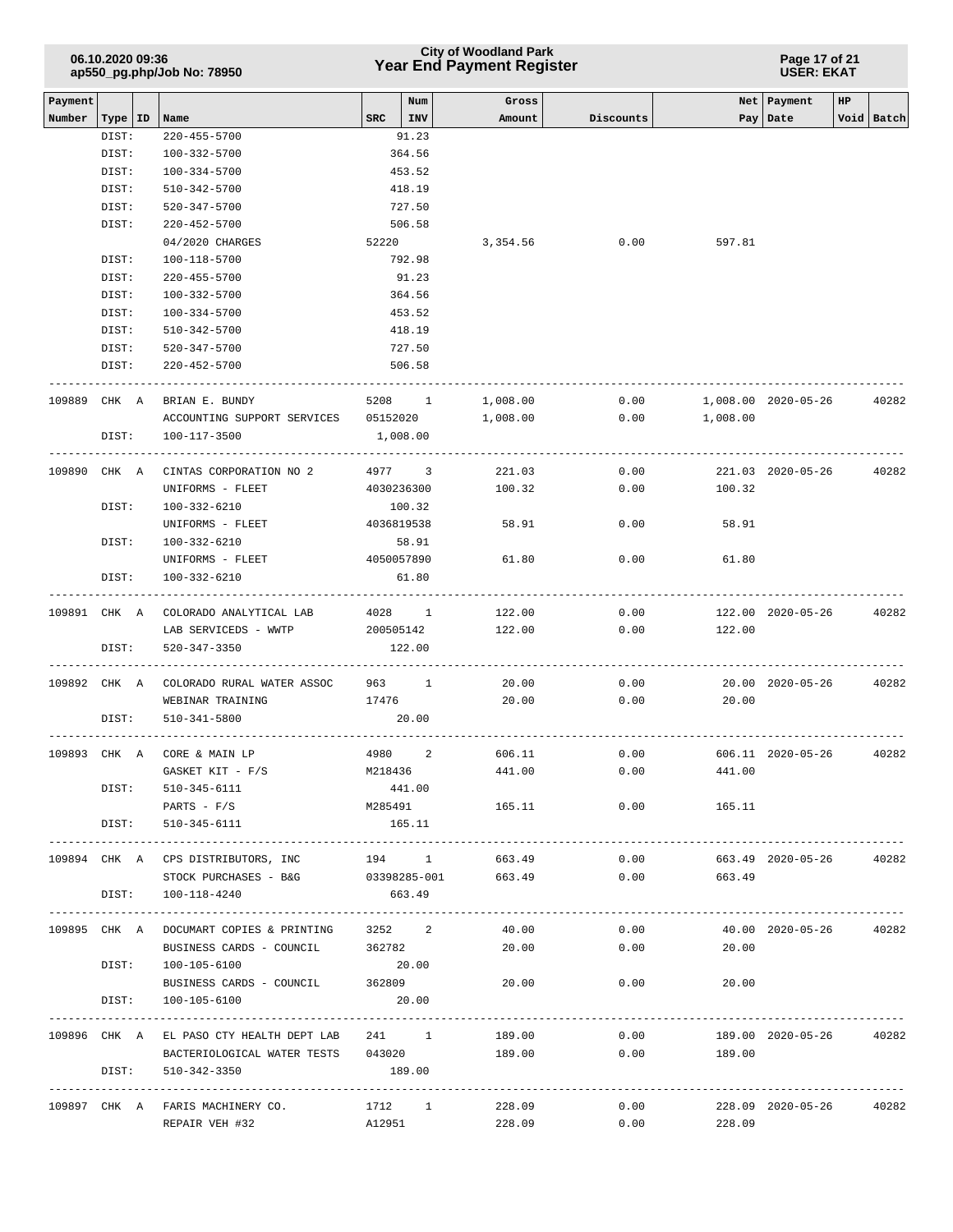| Payment Number | Type | ID | Name | SRC | Num INV | Gross Amount | Discounts | Net Pay | Payment Date | HP Void | Batch |
|---|---|---|---|---|---|---|---|---|---|---|---|
| | DIST: | | 220-455-5700 | | 91.23 | | | | | | |
| | DIST: | | 100-332-5700 | | 364.56 | | | | | | |
| | DIST: | | 100-334-5700 | | 453.52 | | | | | | |
| | DIST: | | 510-342-5700 | | 418.19 | | | | | | |
| | DIST: | | 520-347-5700 | | 727.50 | | | | | | |
| | DIST: | | 220-452-5700 | | 506.58 | | | | | | |
| | | | 04/2020 CHARGES | 52220 | | 3,354.56 | 0.00 | 597.81 | | | |
| | DIST: | | 100-118-5700 | | 792.98 | | | | | | |
| | DIST: | | 220-455-5700 | | 91.23 | | | | | | |
| | DIST: | | 100-332-5700 | | 364.56 | | | | | | |
| | DIST: | | 100-334-5700 | | 453.52 | | | | | | |
| | DIST: | | 510-342-5700 | | 418.19 | | | | | | |
| | DIST: | | 520-347-5700 | | 727.50 | | | | | | |
| | DIST: | | 220-452-5700 | | 506.58 | | | | | | |
| 109889 | CHK | A | BRIAN E. BUNDY | 5208 | 1 | 1,008.00 | 0.00 | 1,008.00 | 2020-05-26 | | 40282 |
| | | | ACCOUNTING SUPPORT SERVICES | 05152020 | | 1,008.00 | 0.00 | 1,008.00 | | | |
| | DIST: | | 100-117-3500 | | 1,008.00 | | | | | | |
| 109890 | CHK | A | CINTAS CORPORATION NO 2 | 4977 | 3 | 221.03 | 0.00 | 221.03 | 2020-05-26 | | 40282 |
| | | | UNIFORMS - FLEET | 4030236300 | | 100.32 | 0.00 | 100.32 | | | |
| | DIST: | | 100-332-6210 | | 100.32 | | | | | | |
| | | | UNIFORMS - FLEET | 4036819538 | | 58.91 | 0.00 | 58.91 | | | |
| | DIST: | | 100-332-6210 | | 58.91 | | | | | | |
| | | | UNIFORMS - FLEET | 4050057890 | | 61.80 | 0.00 | 61.80 | | | |
| | DIST: | | 100-332-6210 | | 61.80 | | | | | | |
| 109891 | CHK | A | COLORADO ANALYTICAL LAB | 4028 | 1 | 122.00 | 0.00 | 122.00 | 2020-05-26 | | 40282 |
| | | | LAB SERVICEDS - WWTP | 200505142 | | 122.00 | 0.00 | 122.00 | | | |
| | DIST: | | 520-347-3350 | | 122.00 | | | | | | |
| 109892 | CHK | A | COLORADO RURAL WATER ASSOC | 963 | 1 | 20.00 | 0.00 | 20.00 | 2020-05-26 | | 40282 |
| | | | WEBINAR TRAINING | 17476 | | 20.00 | 0.00 | 20.00 | | | |
| | DIST: | | 510-341-5800 | | 20.00 | | | | | | |
| 109893 | CHK | A | CORE & MAIN LP | 4980 | 2 | 606.11 | 0.00 | 606.11 | 2020-05-26 | | 40282 |
| | | | GASKET KIT - F/S | M218436 | | 441.00 | 0.00 | 441.00 | | | |
| | DIST: | | 510-345-6111 | | 441.00 | | | | | | |
| | | | PARTS - F/S | M285491 | | 165.11 | 0.00 | 165.11 | | | |
| | DIST: | | 510-345-6111 | | 165.11 | | | | | | |
| 109894 | CHK | A | CPS DISTRIBUTORS, INC | 194 | 1 | 663.49 | 0.00 | 663.49 | 2020-05-26 | | 40282 |
| | | | STOCK PURCHASES - B&G | 03398285-001 | | 663.49 | 0.00 | 663.49 | | | |
| | DIST: | | 100-118-4240 | | 663.49 | | | | | | |
| 109895 | CHK | A | DOCUMART COPIES & PRINTING | 3252 | 2 | 40.00 | 0.00 | 40.00 | 2020-05-26 | | 40282 |
| | | | BUSINESS CARDS - COUNCIL | 362782 | | 20.00 | 0.00 | 20.00 | | | |
| | DIST: | | 100-105-6100 | | 20.00 | | | | | | |
| | | | BUSINESS CARDS - COUNCIL | 362809 | | 20.00 | 0.00 | 20.00 | | | |
| | DIST: | | 100-105-6100 | | 20.00 | | | | | | |
| 109896 | CHK | A | EL PASO CTY HEALTH DEPT LAB | 241 | 1 | 189.00 | 0.00 | 189.00 | 2020-05-26 | | 40282 |
| | | | BACTERIOLOGICAL WATER TESTS | 043020 | | 189.00 | 0.00 | 189.00 | | | |
| | DIST: | | 510-342-3350 | | 189.00 | | | | | | |
| 109897 | CHK | A | FARIS MACHINERY CO. | 1712 | 1 | 228.09 | 0.00 | 228.09 | 2020-05-26 | | 40282 |
| | | | REPAIR VEH #32 | A12951 | | 228.09 | 0.00 | 228.09 | | | |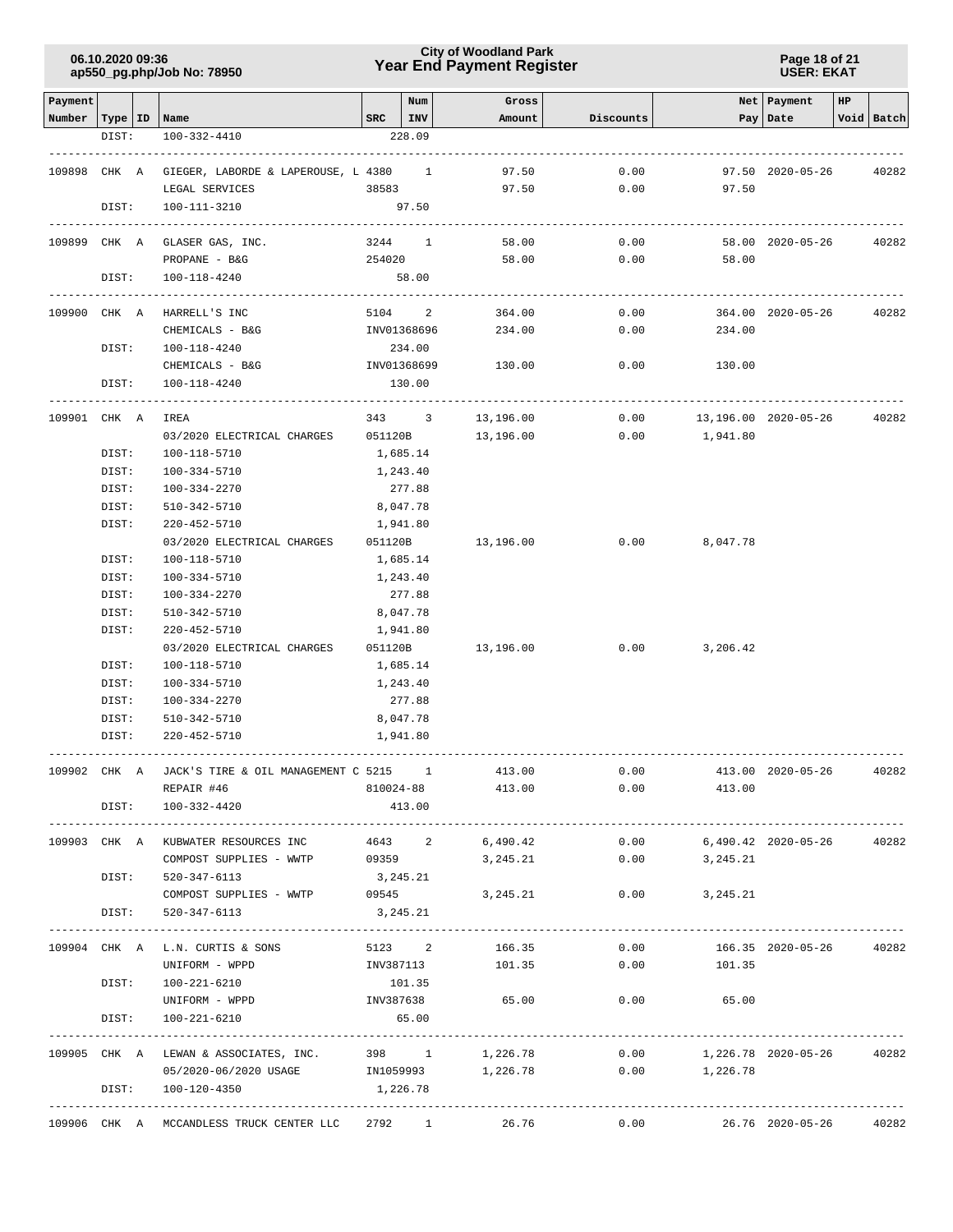# City of Woodland Park
## Year End Payment Register

| Payment Number | Type | ID | Name | SRC | Num INV | Gross Amount | Discounts | Net Pay | Payment Date | HP Void | Batch |
|---|---|---|---|---|---|---|---|---|---|---|---|
| | DIST: | | 100-332-4410 | | 228.09 | | | | | | |
| 109898 | CHK | A | GIEGER, LABORDE & LAPEROUSE, L | 4380 | 1 | 97.50 | 0.00 | 97.50 | 2020-05-26 | | 40282 |
| | | | LEGAL SERVICES | 38583 | | 97.50 | 0.00 | 97.50 | | | |
| | DIST: | | 100-111-3210 | | 97.50 | | | | | | |
| 109899 | CHK | A | GLASER GAS, INC. | 3244 | 1 | 58.00 | 0.00 | 58.00 | 2020-05-26 | | 40282 |
| | | | PROPANE - B&G | 254020 | | 58.00 | 0.00 | 58.00 | | | |
| | DIST: | | 100-118-4240 | | 58.00 | | | | | | |
| 109900 | CHK | A | HARRELL'S INC | 5104 | 2 | 364.00 | 0.00 | 364.00 | 2020-05-26 | | 40282 |
| | | | CHEMICALS - B&G | INV01368696 | | 234.00 | 0.00 | 234.00 | | | |
| | DIST: | | 100-118-4240 | | 234.00 | | | | | | |
| | | | CHEMICALS - B&G | INV01368699 | | 130.00 | 0.00 | 130.00 | | | |
| | DIST: | | 100-118-4240 | | 130.00 | | | | | | |
| 109901 | CHK | A | IREA | 343 | 3 | 13,196.00 | 0.00 | 13,196.00 | 2020-05-26 | | 40282 |
| | | | 03/2020 ELECTRICAL CHARGES | 051120B | | 13,196.00 | 0.00 | 1,941.80 | | | |
| | DIST: | | 100-118-5710 | | 1,685.14 | | | | | | |
| | DIST: | | 100-334-5710 | | 1,243.40 | | | | | | |
| | DIST: | | 100-334-2270 | | 277.88 | | | | | | |
| | DIST: | | 510-342-5710 | | 8,047.78 | | | | | | |
| | DIST: | | 220-452-5710 | | 1,941.80 | | | | | | |
| | | | 03/2020 ELECTRICAL CHARGES | 051120B | | 13,196.00 | 0.00 | 8,047.78 | | | |
| | DIST: | | 100-118-5710 | | 1,685.14 | | | | | | |
| | DIST: | | 100-334-5710 | | 1,243.40 | | | | | | |
| | DIST: | | 100-334-2270 | | 277.88 | | | | | | |
| | DIST: | | 510-342-5710 | | 8,047.78 | | | | | | |
| | DIST: | | 220-452-5710 | | 1,941.80 | | | | | | |
| | | | 03/2020 ELECTRICAL CHARGES | 051120B | | 13,196.00 | 0.00 | 3,206.42 | | | |
| | DIST: | | 100-118-5710 | | 1,685.14 | | | | | | |
| | DIST: | | 100-334-5710 | | 1,243.40 | | | | | | |
| | DIST: | | 100-334-2270 | | 277.88 | | | | | | |
| | DIST: | | 510-342-5710 | | 8,047.78 | | | | | | |
| | DIST: | | 220-452-5710 | | 1,941.80 | | | | | | |
| 109902 | CHK | A | JACK'S TIRE & OIL MANAGEMENT C | 5215 | 1 | 413.00 | 0.00 | 413.00 | 2020-05-26 | | 40282 |
| | | | REPAIR #46 | 810024-88 | | 413.00 | 0.00 | 413.00 | | | |
| | DIST: | | 100-332-4420 | | 413.00 | | | | | | |
| 109903 | CHK | A | KUBWATER RESOURCES INC | 4643 | 2 | 6,490.42 | 0.00 | 6,490.42 | 2020-05-26 | | 40282 |
| | | | COMPOST SUPPLIES - WWTP | 09359 | | 3,245.21 | 0.00 | 3,245.21 | | | |
| | DIST: | | 520-347-6113 | | 3,245.21 | | | | | | |
| | | | COMPOST SUPPLIES - WWTP | 09545 | | 3,245.21 | 0.00 | 3,245.21 | | | |
| | DIST: | | 520-347-6113 | | 3,245.21 | | | | | | |
| 109904 | CHK | A | L.N. CURTIS & SONS | 5123 | 2 | 166.35 | 0.00 | 166.35 | 2020-05-26 | | 40282 |
| | | | UNIFORM - WPPD | INV387113 | | 101.35 | 0.00 | 101.35 | | | |
| | DIST: | | 100-221-6210 | | 101.35 | | | | | | |
| | | | UNIFORM - WPPD | INV387638 | | 65.00 | 0.00 | 65.00 | | | |
| | DIST: | | 100-221-6210 | | 65.00 | | | | | | |
| 109905 | CHK | A | LEWAN & ASSOCIATES, INC. | 398 | 1 | 1,226.78 | 0.00 | 1,226.78 | 2020-05-26 | | 40282 |
| | | | 05/2020-06/2020 USAGE | IN1059993 | | 1,226.78 | 0.00 | 1,226.78 | | | |
| | DIST: | | 100-120-4350 | | 1,226.78 | | | | | | |
| 109906 | CHK | A | MCCANDLESS TRUCK CENTER LLC | 2792 | 1 | 26.76 | 0.00 | 26.76 | 2020-05-26 | | 40282 |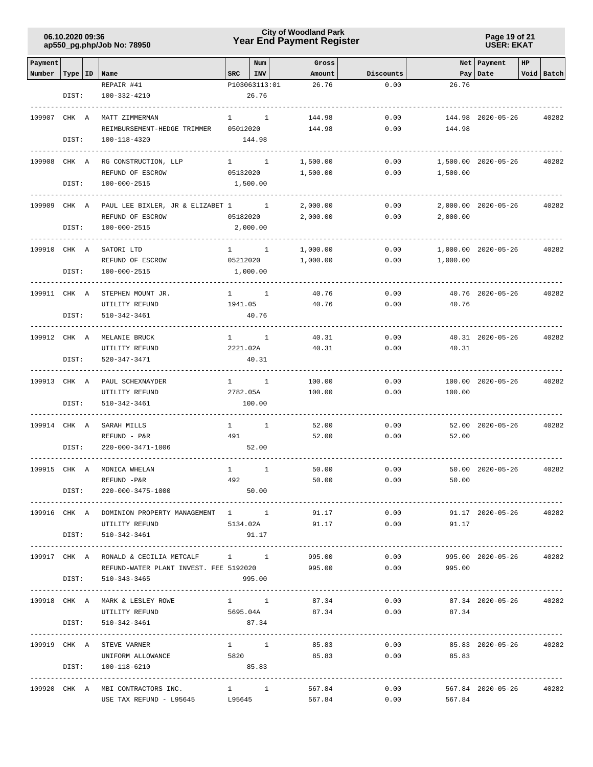| Payment Number | Type | ID | Name | SRC | Num INV | Gross Amount | Discounts | Net Pay | Payment Date | HP Void | Batch |
|---|---|---|---|---|---|---|---|---|---|---|---|
| | | | REPAIR #41 | P103063113:01 | | 26.76 | 0.00 | 26.76 | | | |
| | DIST: | | 100-332-4210 | | 26.76 | | | | | | |
| 109907 | CHK | A | MATT ZIMMERMAN | 1 | 1 | 144.98 | 0.00 | 144.98 | 2020-05-26 | | 40282 |
| | | | REIMBURSEMENT-HEDGE TRIMMER | 05012020 | | 144.98 | 0.00 | 144.98 | | | |
| | DIST: | | 100-118-4320 | | 144.98 | | | | | | |
| 109908 | CHK | A | RG CONSTRUCTION, LLP | 1 | 1 | 1,500.00 | 0.00 | 1,500.00 | 2020-05-26 | | 40282 |
| | | | REFUND OF ESCROW | 05132020 | | 1,500.00 | 0.00 | 1,500.00 | | | |
| | DIST: | | 100-000-2515 | | 1,500.00 | | | | | | |
| 109909 | CHK | A | PAUL LEE BIXLER, JR & ELIZABET | 1 | 1 | 2,000.00 | 0.00 | 2,000.00 | 2020-05-26 | | 40282 |
| | | | REFUND OF ESCROW | 05182020 | | 2,000.00 | 0.00 | 2,000.00 | | | |
| | DIST: | | 100-000-2515 | | 2,000.00 | | | | | | |
| 109910 | CHK | A | SATORI LTD | 1 | 1 | 1,000.00 | 0.00 | 1,000.00 | 2020-05-26 | | 40282 |
| | | | REFUND OF ESCROW | 05212020 | | 1,000.00 | 0.00 | 1,000.00 | | | |
| | DIST: | | 100-000-2515 | | 1,000.00 | | | | | | |
| 109911 | CHK | A | STEPHEN MOUNT JR. | 1 | 1 | 40.76 | 0.00 | 40.76 | 2020-05-26 | | 40282 |
| | | | UTILITY REFUND | 1941.05 | | 40.76 | 0.00 | 40.76 | | | |
| | DIST: | | 510-342-3461 | | 40.76 | | | | | | |
| 109912 | CHK | A | MELANIE BRUCK | 1 | 1 | 40.31 | 0.00 | 40.31 | 2020-05-26 | | 40282 |
| | | | UTILITY REFUND | 2221.02A | | 40.31 | 0.00 | 40.31 | | | |
| | DIST: | | 520-347-3471 | | 40.31 | | | | | | |
| 109913 | CHK | A | PAUL SCHEXNAYDER | 1 | 1 | 100.00 | 0.00 | 100.00 | 2020-05-26 | | 40282 |
| | | | UTILITY REFUND | 2782.05A | | 100.00 | 0.00 | 100.00 | | | |
| | DIST: | | 510-342-3461 | | 100.00 | | | | | | |
| 109914 | CHK | A | SARAH MILLS | 1 | 1 | 52.00 | 0.00 | 52.00 | 2020-05-26 | | 40282 |
| | | | REFUND - P&R | 491 | | 52.00 | 0.00 | 52.00 | | | |
| | DIST: | | 220-000-3471-1006 | | 52.00 | | | | | | |
| 109915 | CHK | A | MONICA WHELAN | 1 | 1 | 50.00 | 0.00 | 50.00 | 2020-05-26 | | 40282 |
| | | | REFUND -P&R | 492 | | 50.00 | 0.00 | 50.00 | | | |
| | DIST: | | 220-000-3475-1000 | | 50.00 | | | | | | |
| 109916 | CHK | A | DOMINION PROPERTY MANAGEMENT | 1 | 1 | 91.17 | 0.00 | 91.17 | 2020-05-26 | | 40282 |
| | | | UTILITY REFUND | 5134.02A | | 91.17 | 0.00 | 91.17 | | | |
| | DIST: | | 510-342-3461 | | 91.17 | | | | | | |
| 109917 | CHK | A | RONALD & CECILIA METCALF | 1 | 1 | 995.00 | 0.00 | 995.00 | 2020-05-26 | | 40282 |
| | | | REFUND-WATER PLANT INVEST. FEE | 5192020 | | 995.00 | 0.00 | 995.00 | | | |
| | DIST: | | 510-343-3465 | | 995.00 | | | | | | |
| 109918 | CHK | A | MARK & LESLEY ROWE | 1 | 1 | 87.34 | 0.00 | 87.34 | 2020-05-26 | | 40282 |
| | | | UTILITY REFUND | 5695.04A | | 87.34 | 0.00 | 87.34 | | | |
| | DIST: | | 510-342-3461 | | 87.34 | | | | | | |
| 109919 | CHK | A | STEVE VARNER | 1 | 1 | 85.83 | 0.00 | 85.83 | 2020-05-26 | | 40282 |
| | | | UNIFORM ALLOWANCE | 5820 | | 85.83 | 0.00 | 85.83 | | | |
| | DIST: | | 100-118-6210 | | 85.83 | | | | | | |
| 109920 | CHK | A | MBI CONTRACTORS INC. | 1 | 1 | 567.84 | 0.00 | 567.84 | 2020-05-26 | | 40282 |
| | | | USE TAX REFUND - L95645 | L95645 | | 567.84 | 0.00 | 567.84 | | | |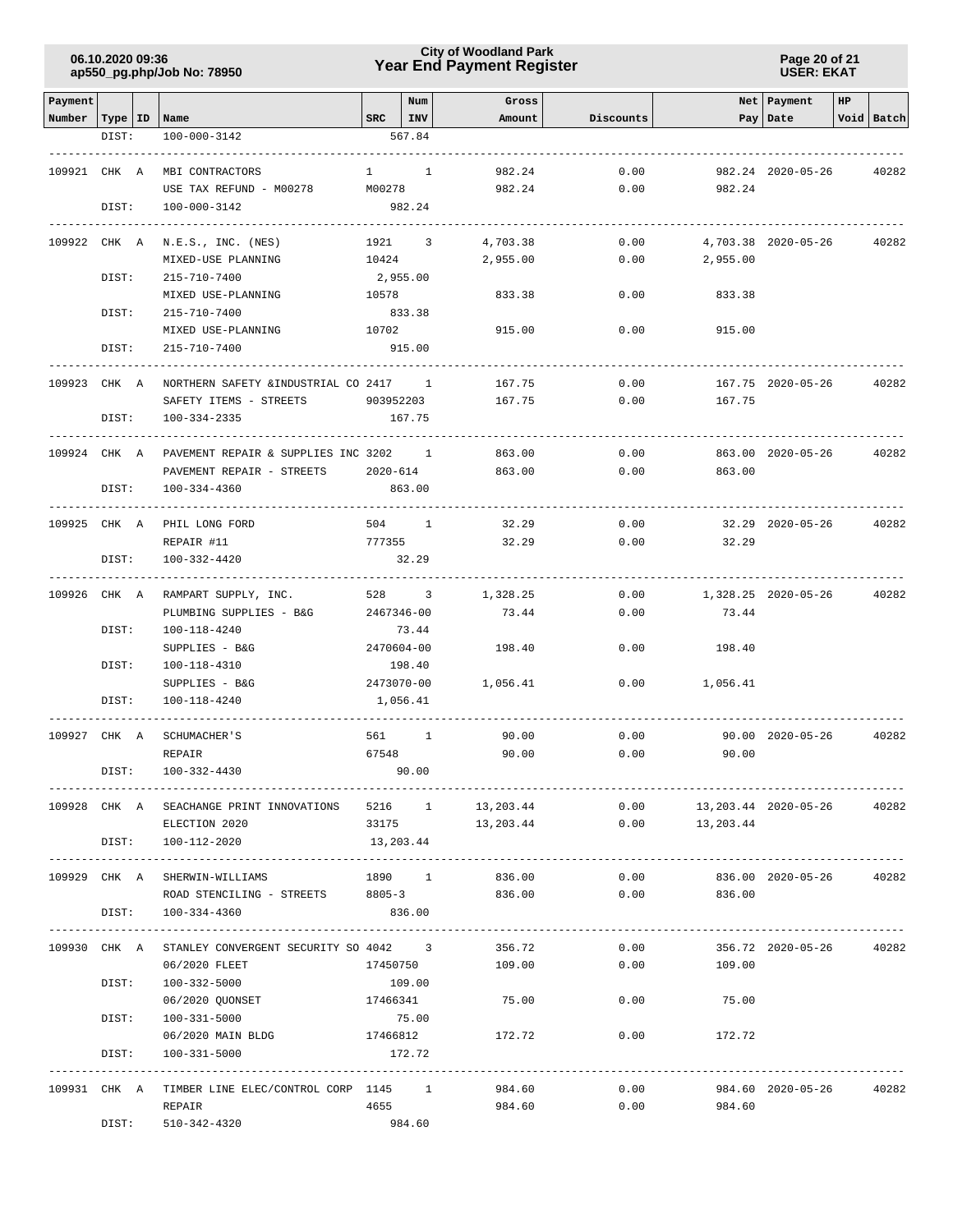| Payment Number | Type | ID | Name | SRC | Num INV | Gross Amount | Discounts | Net Pay | Payment Date | HP | Void | Batch |
|---|---|---|---|---|---|---|---|---|---|---|---|---|
| | DIST: | | 100-000-3142 | | 567.84 | | | | | | | |
| 109921 | CHK | A | MBI CONTRACTORS | 1 | 1 | 982.24 | 0.00 | 982.24 | 2020-05-26 | | | 40282 |
| | | | USE TAX REFUND - M00278 | M00278 | | 982.24 | 0.00 | 982.24 | | | | |
| | DIST: | | 100-000-3142 | | 982.24 | | | | | | | |
| 109922 | CHK | A | N.E.S., INC. (NES) | 1921 | 3 | 4,703.38 | 0.00 | 4,703.38 | 2020-05-26 | | | 40282 |
| | | | MIXED-USE PLANNING | 10424 | | 2,955.00 | 0.00 | 2,955.00 | | | | |
| | DIST: | | 215-710-7400 | | 2,955.00 | | | | | | | |
| | | | MIXED USE-PLANNING | 10578 | | 833.38 | 0.00 | 833.38 | | | | |
| | DIST: | | 215-710-7400 | | 833.38 | | | | | | | |
| | | | MIXED USE-PLANNING | 10702 | | 915.00 | 0.00 | 915.00 | | | | |
| | DIST: | | 215-710-7400 | | 915.00 | | | | | | | |
| 109923 | CHK | A | NORTHERN SAFETY &INDUSTRIAL CO | 2417 | 1 | 167.75 | 0.00 | 167.75 | 2020-05-26 | | | 40282 |
| | | | SAFETY ITEMS - STREETS | 903952203 | | 167.75 | 0.00 | 167.75 | | | | |
| | DIST: | | 100-334-2335 | | 167.75 | | | | | | | |
| 109924 | CHK | A | PAVEMENT REPAIR & SUPPLIES INC | 3202 | 1 | 863.00 | 0.00 | 863.00 | 2020-05-26 | | | 40282 |
| | | | PAVEMENT REPAIR - STREETS | 2020-614 | | 863.00 | 0.00 | 863.00 | | | | |
| | DIST: | | 100-334-4360 | | 863.00 | | | | | | | |
| 109925 | CHK | A | PHIL LONG FORD | 504 | 1 | 32.29 | 0.00 | 32.29 | 2020-05-26 | | | 40282 |
| | | | REPAIR #11 | 777355 | | 32.29 | 0.00 | 32.29 | | | | |
| | DIST: | | 100-332-4420 | | 32.29 | | | | | | | |
| 109926 | CHK | A | RAMPART SUPPLY, INC. | 528 | 3 | 1,328.25 | 0.00 | 1,328.25 | 2020-05-26 | | | 40282 |
| | | | PLUMBING SUPPLIES - B&G | 2467346-00 | | 73.44 | 0.00 | 73.44 | | | | |
| | DIST: | | 100-118-4240 | | 73.44 | | | | | | | |
| | | | SUPPLIES - B&G | 2470604-00 | | 198.40 | 0.00 | 198.40 | | | | |
| | DIST: | | 100-118-4310 | | 198.40 | | | | | | | |
| | | | SUPPLIES - B&G | 2473070-00 | | 1,056.41 | 0.00 | 1,056.41 | | | | |
| | DIST: | | 100-118-4240 | | 1,056.41 | | | | | | | |
| 109927 | CHK | A | SCHUMACHER'S | 561 | 1 | 90.00 | 0.00 | 90.00 | 2020-05-26 | | | 40282 |
| | | | REPAIR | 67548 | | 90.00 | 0.00 | 90.00 | | | | |
| | DIST: | | 100-332-4430 | | 90.00 | | | | | | | |
| 109928 | CHK | A | SEACHANGE PRINT INNOVATIONS | 5216 | 1 | 13,203.44 | 0.00 | 13,203.44 | 2020-05-26 | | | 40282 |
| | | | ELECTION 2020 | 33175 | | 13,203.44 | 0.00 | 13,203.44 | | | | |
| | DIST: | | 100-112-2020 | | 13,203.44 | | | | | | | |
| 109929 | CHK | A | SHERWIN-WILLIAMS | 1890 | 1 | 836.00 | 0.00 | 836.00 | 2020-05-26 | | | 40282 |
| | | | ROAD STENCILING - STREETS | 8805-3 | | 836.00 | 0.00 | 836.00 | | | | |
| | DIST: | | 100-334-4360 | | 836.00 | | | | | | | |
| 109930 | CHK | A | STANLEY CONVERGENT SECURITY SO | 4042 | 3 | 356.72 | 0.00 | 356.72 | 2020-05-26 | | | 40282 |
| | | | 06/2020 FLEET | 17450750 | | 109.00 | 0.00 | 109.00 | | | | |
| | DIST: | | 100-332-5000 | | 109.00 | | | | | | | |
| | | | 06/2020 QUONSET | 17466341 | | 75.00 | 0.00 | 75.00 | | | | |
| | DIST: | | 100-331-5000 | | 75.00 | | | | | | | |
| | | | 06/2020 MAIN BLDG | 17466812 | | 172.72 | 0.00 | 172.72 | | | | |
| | DIST: | | 100-331-5000 | | 172.72 | | | | | | | |
| 109931 | CHK | A | TIMBER LINE ELEC/CONTROL CORP | 1145 | 1 | 984.60 | 0.00 | 984.60 | 2020-05-26 | | | 40282 |
| | | | REPAIR | 4655 | | 984.60 | 0.00 | 984.60 | | | | |
| | DIST: | | 510-342-4320 | | 984.60 | | | | | | | |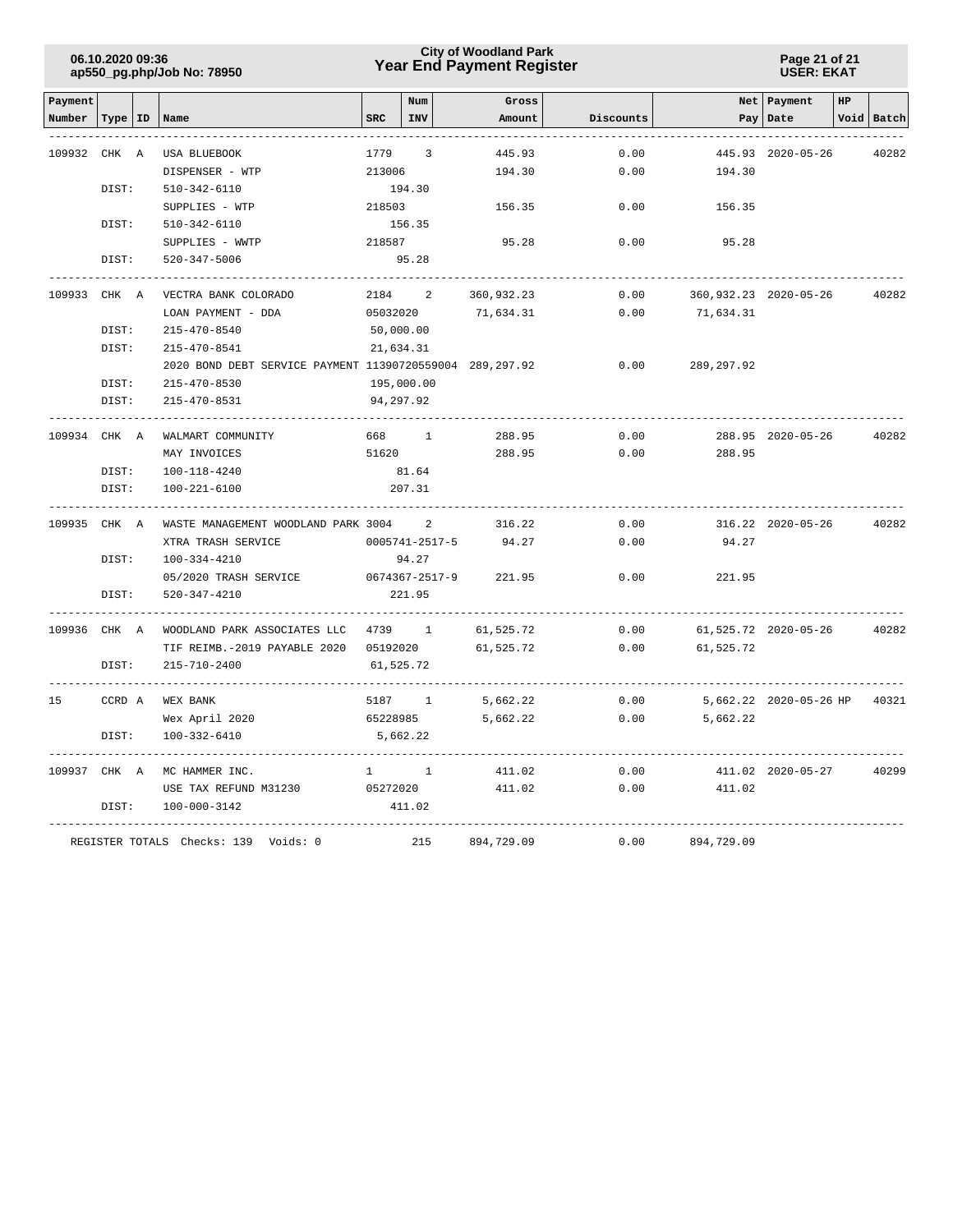| Payment Number | Type | ID | Name | SRC | Num INV | Gross Amount | Discounts | Net Pay | Payment Date | HP | Void | Batch |
|---|---|---|---|---|---|---|---|---|---|---|---|---|
| 109932 | CHK | A | USA BLUEBOOK | 1779 | 3 | 445.93 | 0.00 | 445.93 | 2020-05-26 | | | 40282 |
| | | | DISPENSER - WTP | 213006 | | 194.30 | 0.00 | 194.30 | | | | |
| | DIST: | | 510-342-6110 | 194.30 | | | | | | | | |
| | | | SUPPLIES - WTP | 218503 | | 156.35 | 0.00 | 156.35 | | | | |
| | DIST: | | 510-342-6110 | 156.35 | | | | | | | | |
| | | | SUPPLIES - WWTP | 218587 | | 95.28 | 0.00 | 95.28 | | | | |
| | DIST: | | 520-347-5006 | 95.28 | | | | | | | | |
| 109933 | CHK | A | VECTRA BANK COLORADO | 2184 | 2 | 360,932.23 | 0.00 | 360,932.23 | 2020-05-26 | | | 40282 |
| | | | LOAN PAYMENT - DDA | 05032020 | | 71,634.31 | 0.00 | 71,634.31 | | | | |
| | DIST: | | 215-470-8540 | 50,000.00 | | | | | | | | |
| | DIST: | | 215-470-8541 | 21,634.31 | | | | | | | | |
| | | | 2020 BOND DEBT SERVICE PAYMENT | 11390720559004 | | 289,297.92 | 0.00 | 289,297.92 | | | | |
| | DIST: | | 215-470-8530 | 195,000.00 | | | | | | | | |
| | DIST: | | 215-470-8531 | 94,297.92 | | | | | | | | |
| 109934 | CHK | A | WALMART COMMUNITY | 668 | 1 | 288.95 | 0.00 | 288.95 | 2020-05-26 | | | 40282 |
| | | | MAY INVOICES | 51620 | | 288.95 | 0.00 | 288.95 | | | | |
| | DIST: | | 100-118-4240 | 81.64 | | | | | | | | |
| | DIST: | | 100-221-6100 | 207.31 | | | | | | | | |
| 109935 | CHK | A | WASTE MANAGEMENT WOODLAND PARK | 3004 | 2 | 316.22 | 0.00 | 316.22 | 2020-05-26 | | | 40282 |
| | | | XTRA TRASH SERVICE | 0005741-2517-5 | | 94.27 | 0.00 | 94.27 | | | | |
| | DIST: | | 100-334-4210 | 94.27 | | | | | | | | |
| | | | 05/2020 TRASH SERVICE | 0674367-2517-9 | | 221.95 | 0.00 | 221.95 | | | | |
| | DIST: | | 520-347-4210 | 221.95 | | | | | | | | |
| 109936 | CHK | A | WOODLAND PARK ASSOCIATES LLC | 4739 | 1 | 61,525.72 | 0.00 | 61,525.72 | 2020-05-26 | | | 40282 |
| | | | TIF REIMB.-2019 PAYABLE 2020 | 05192020 | | 61,525.72 | 0.00 | 61,525.72 | | | | |
| | DIST: | | 215-710-2400 | 61,525.72 | | | | | | | | |
| 15 | CCRD | A | WEX BANK | 5187 | 1 | 5,662.22 | 0.00 | 5,662.22 | 2020-05-26 | HP | | 40321 |
| | | | Wex April 2020 | 65228985 | | 5,662.22 | 0.00 | 5,662.22 | | | | |
| | DIST: | | 100-332-6410 | 5,662.22 | | | | | | | | |
| 109937 | CHK | A | MC HAMMER INC. | 1 | 1 | 411.02 | 0.00 | 411.02 | 2020-05-27 | | | 40299 |
| | | | USE TAX REFUND M31230 | 05272020 | | 411.02 | 0.00 | 411.02 | | | | |
| | DIST: | | 100-000-3142 | 411.02 | | | | | | | | |
| | | | REGISTER TOTALS Checks: 139 Voids: 0 | | 215 | 894,729.09 | 0.00 | 894,729.09 | | | | |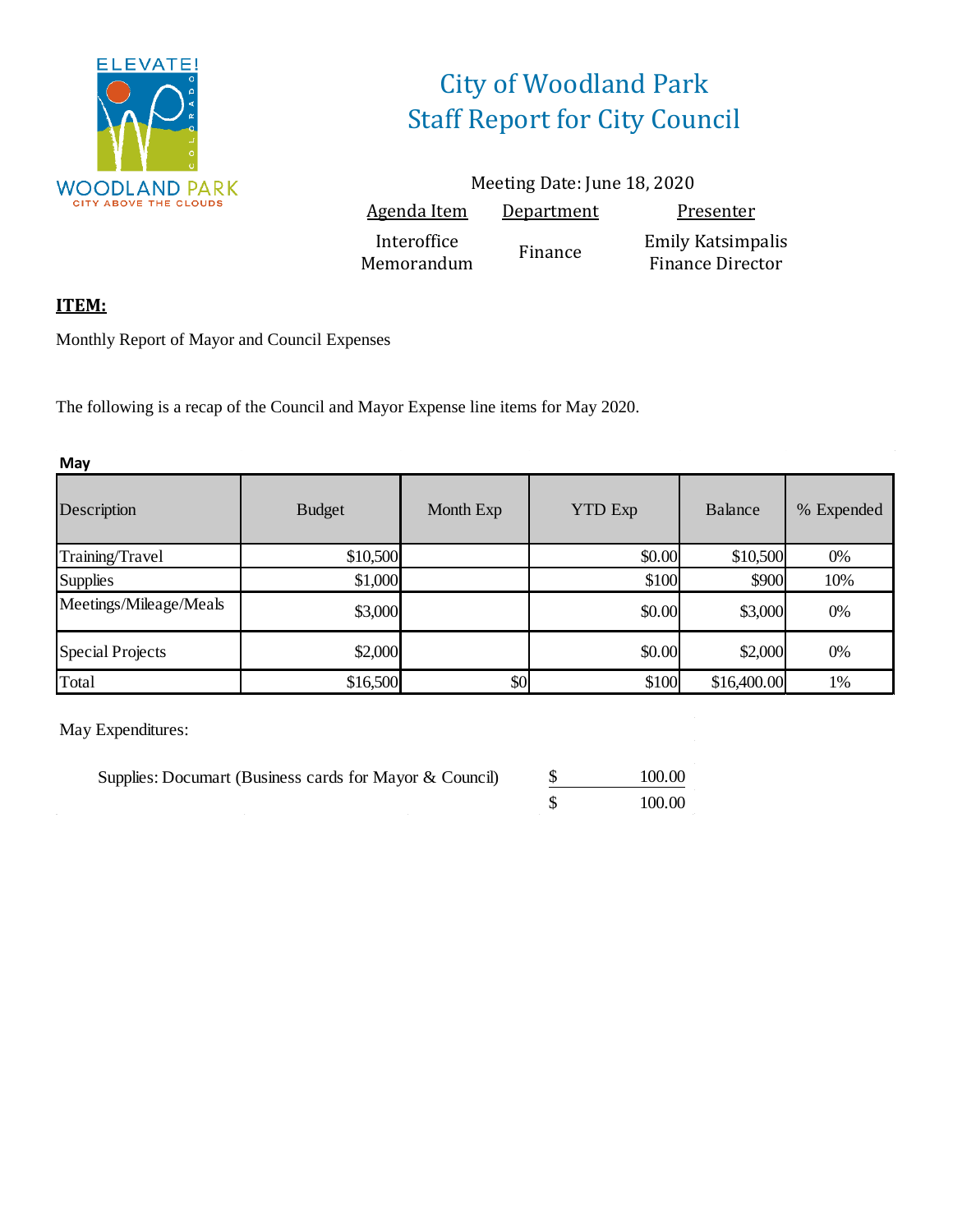# City of Woodland Park
## Staff Report for City Council

Meeting Date: June 18, 2020

| Agenda Item | Department | Presenter |
|---|---|---|
| Interoffice Memorandum | Finance | Emily Katsimpalis Finance Director |

**ITEM:**

Monthly Report of Mayor and Council Expenses

The following is a recap of the Council and Mayor Expense line items for May 2020.

**May**

| Description | Budget | Month Exp | YTD Exp | Balance | % Expended |
|---|---|---|---|---|---|
| Training/Travel | $10,500 | | $0.00 | $10,500 | 0% |
| Supplies | $1,000 | | $100 | $900 | 10% |
| Meetings/Mileage/Meals | $3,000 | | $0.00 | $3,000 | 0% |
| Special Projects | $2,000 | | $0.00 | $2,000 | 0% |
| Total | $16,500 | $0 | $100 | $16,400.00 | 1% |

May Expenditures:

| | | |
|---|---|---|
| Supplies: Documart (Business cards for Mayor & Council) | $ | 100.00 |
| | $ | 100.00 |